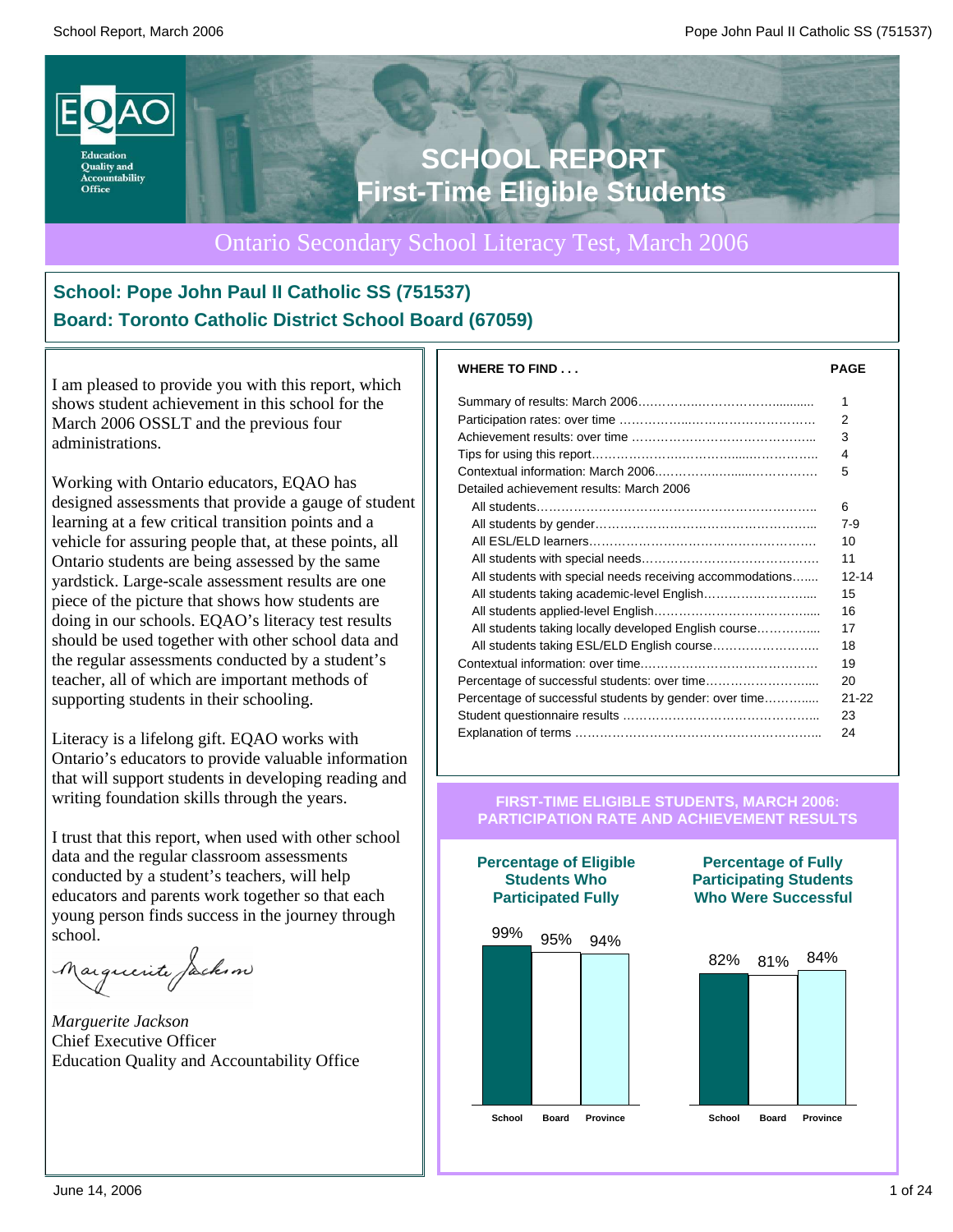# SCHOOL REPORT
# First-Time Eligible Students

## Ontario Secondary School Literacy Test, March 2006

**School: Pope John Paul II Catholic SS (751537)**
**Board: Toronto Catholic District School Board (67059)**

I am pleased to provide you with this report, which shows student achievement in this school for the March 2006 OSSLT and the previous four administrations.

Working with Ontario educators, EQAO has designed assessments that provide a gauge of student learning at a few critical transition points and a vehicle for assuring people that, at these points, all Ontario students are being assessed by the same yardstick. Large-scale assessment results are one piece of the picture that shows how students are doing in our schools. EQAO's literacy test results should be used together with other school data and the regular assessments conducted by a student's teacher, all of which are important methods of supporting students in their schooling.

Literacy is a lifelong gift. EQAO works with Ontario's educators to provide valuable information that will support students in developing reading and writing foundation skills through the years.

I trust that this report, when used with other school data and the regular classroom assessments conducted by a student's teachers, will help educators and parents work together so that each young person finds success in the journey through school.

*Marguerite Jackson*
Chief Executive Officer
Education Quality and Accountability Office

| WHERE TO FIND . . . | PAGE |
|---|---|
| Summary of results: March 2006 | 1 |
| Participation rates: over time | 2 |
| Achievement results: over time | 3 |
| Tips for using this report | 4 |
| Contextual information: March 2006 | 5 |
| Detailed achievement results: March 2006 | |
| All students | 6 |
| All students by gender | 7-9 |
| All ESL/ELD learners | 10 |
| All students with special needs | 11 |
| All students with special needs receiving accommodations | 12-14 |
| All students taking academic-level English | 15 |
| All students applied-level English | 16 |
| All students taking locally developed English course | 17 |
| All students taking ESL/ELD English course | 18 |
| Contextual information: over time | 19 |
| Percentage of successful students: over time | 20 |
| Percentage of successful students by gender: over time | 21-22 |
| Student questionnaire results | 23 |
| Explanation of terms | 24 |

### FIRST-TIME ELIGIBLE STUDENTS, MARCH 2006: PARTICIPATION RATE AND ACHIEVEMENT RESULTS

| | School | Board | Province |
|---|---|---|---|
| Percentage of Eligible Students Who Participated Fully | 99% | 95% | 94% |
| Percentage of Fully Participating Students Who Were Successful | 82% | 81% | 84% |

June 14, 2006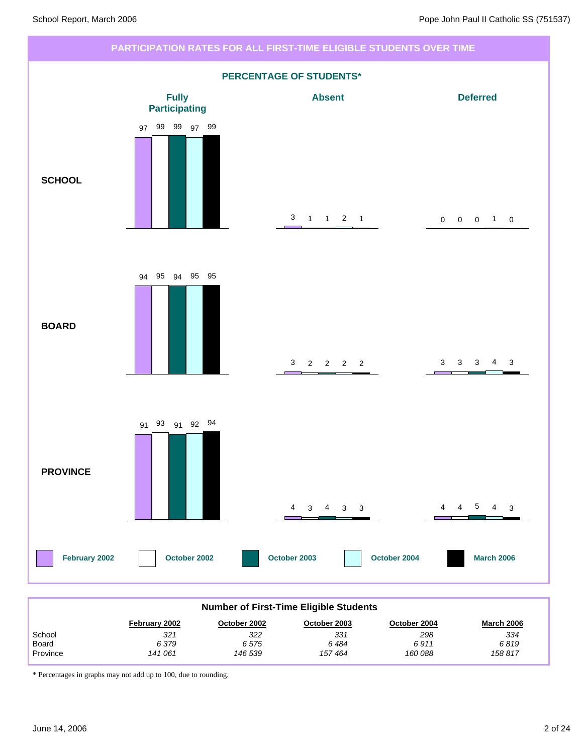## PARTICIPATION RATES FOR ALL FIRST-TIME ELIGIBLE STUDENTS OVER TIME

**PERCENTAGE OF STUDENTS***

**Fully Participating** **Absent** **Deferred**

**SCHOOL**

97 99 99 97 99

3 1 1 2 1

0 0 0 1 0

**BOARD**

94 95 94 95 95

3 2 2 2 2

3 3 3 4 3

**PROVINCE**

91 93 91 92 94

4 3 4 3 3

4 4 5 4 3

February 2002 October 2002 October 2003 October 2004 March 2006

### Number of First-Time Eligible Students

| | February 2002 | October 2002 | October 2003 | October 2004 | March 2006 |
|---|---|---|---|---|---|
| School | *321* | *322* | *331* | *298* | *334* |
| Board | *6 379* | *6 575* | *6 484* | *6 911* | *6 819* |
| Province | *141 061* | *146 539* | *157 464* | *160 088* | *158 817* |

* Percentages in graphs may not add up to 100, due to rounding.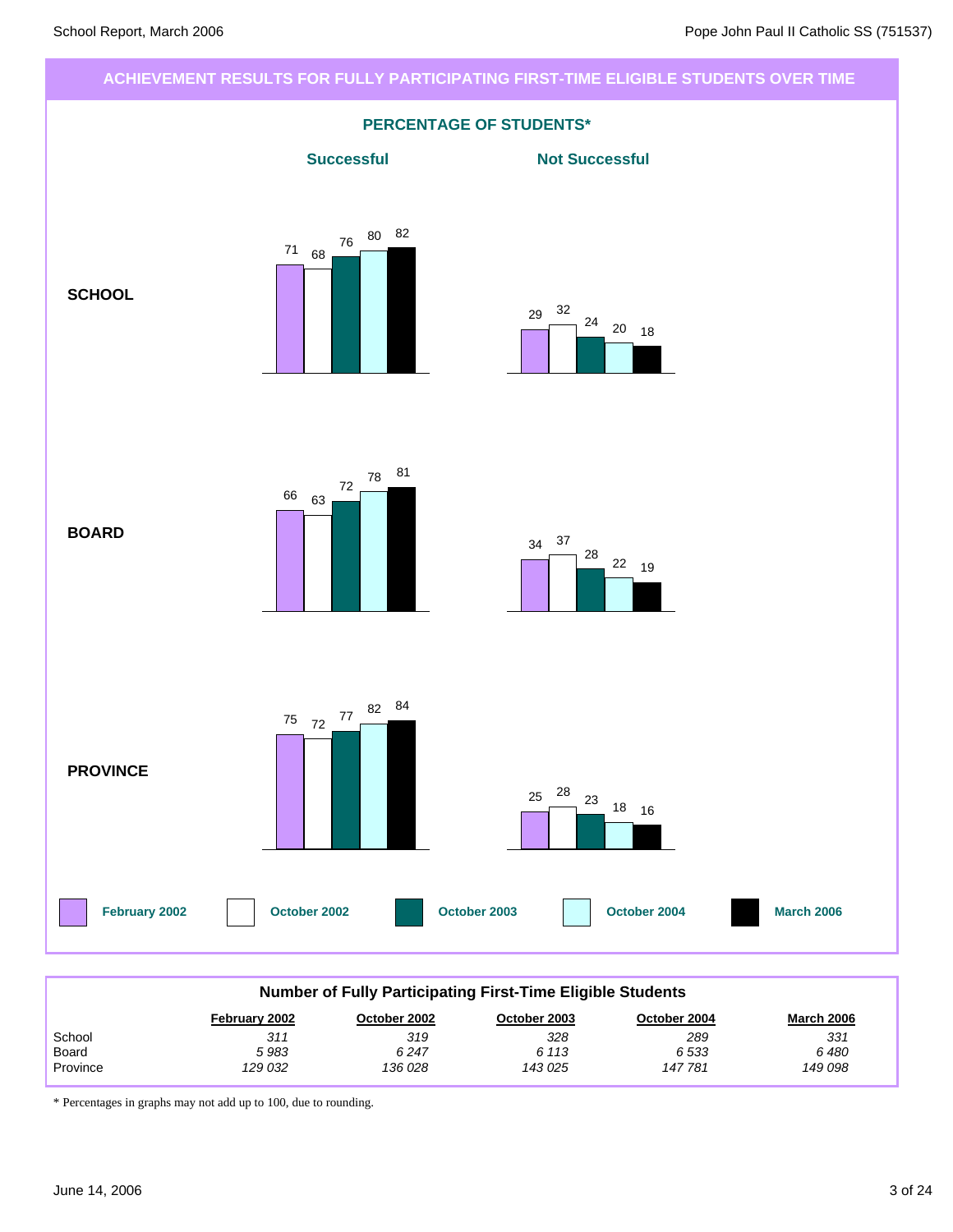## ACHIEVEMENT RESULTS FOR FULLY PARTICIPATING FIRST-TIME ELIGIBLE STUDENTS OVER TIME

### PERCENTAGE OF STUDENTS*

Successful

Not Successful

**SCHOOL**

71 68 76 80 82

29 32 24 20 18

**BOARD**

66 63 72 78 81

34 37 28 22 19

**PROVINCE**

75 72 77 82 84

25 28 23 18 16

February 2002   October 2002   October 2003   October 2004   March 2006

### Number of Fully Participating First-Time Eligible Students

| | February 2002 | October 2002 | October 2003 | October 2004 | March 2006 |
|---|---|---|---|---|---|
| School | *311* | *319* | *328* | *289* | *331* |
| Board | *5 983* | *6 247* | *6 113* | *6 533* | *6 480* |
| Province | *129 032* | *136 028* | *143 025* | *147 781* | *149 098* |

\* Percentages in graphs may not add up to 100, due to rounding.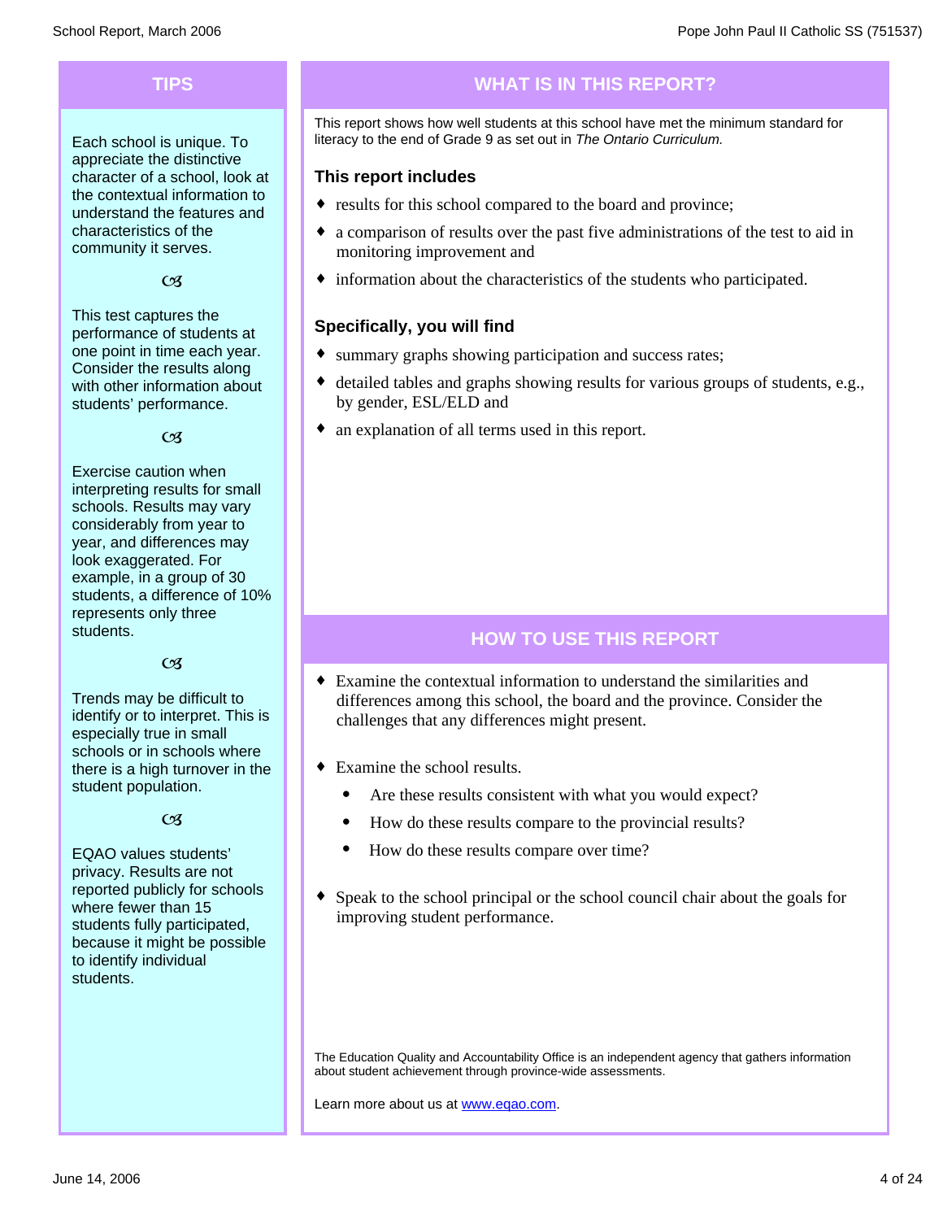## TIPS

Each school is unique. To appreciate the distinctive character of a school, look at the contextual information to understand the features and characteristics of the community it serves.

This test captures the performance of students at one point in time each year. Consider the results along with other information about students' performance.

Exercise caution when interpreting results for small schools. Results may vary considerably from year to year, and differences may look exaggerated. For example, in a group of 30 students, a difference of 10% represents only three students.

Trends may be difficult to identify or to interpret. This is especially true in small schools or in schools where there is a high turnover in the student population.

EQAO values students' privacy. Results are not reported publicly for schools where fewer than 15 students fully participated, because it might be possible to identify individual students.

## WHAT IS IN THIS REPORT?

This report shows how well students at this school have met the minimum standard for literacy to the end of Grade 9 as set out in *The Ontario Curriculum.*

### This report includes

- results for this school compared to the board and province;
- a comparison of results over the past five administrations of the test to aid in monitoring improvement and
- information about the characteristics of the students who participated.

### Specifically, you will find

- summary graphs showing participation and success rates;
- detailed tables and graphs showing results for various groups of students, e.g., by gender, ESL/ELD and
- an explanation of all terms used in this report.

## HOW TO USE THIS REPORT

- Examine the contextual information to understand the similarities and differences among this school, the board and the province. Consider the challenges that any differences might present.
- Examine the school results.
  - Are these results consistent with what you would expect?
  - How do these results compare to the provincial results?
  - How do these results compare over time?
- Speak to the school principal or the school council chair about the goals for improving student performance.

The Education Quality and Accountability Office is an independent agency that gathers information about student achievement through province-wide assessments.

Learn more about us at [www.eqao.com](http://www.eqao.com).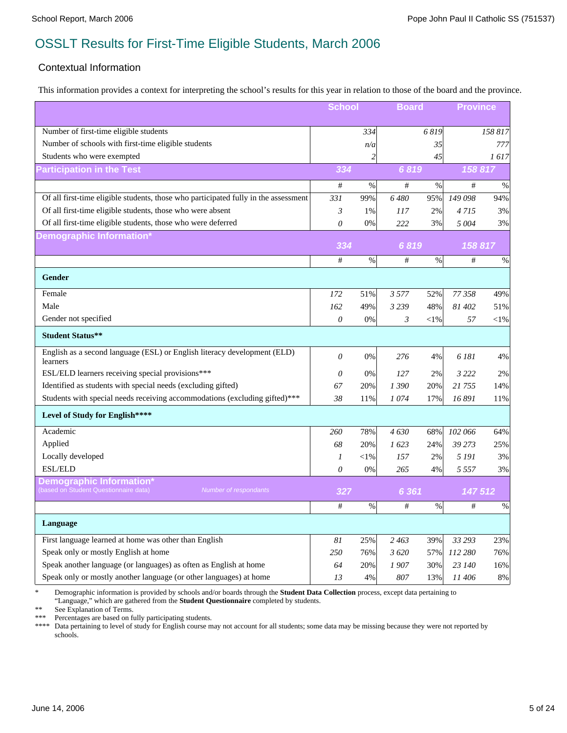# OSSLT Results for First-Time Eligible Students, March 2006

## Contextual Information

This information provides a context for interpreting the school's results for this year in relation to those of the board and the province.

| | School | | Board | | Province | |
|---|---|---|---|---|---|---|
| Number of first-time eligible students | | 334 | | 6 819 | | 158 817 |
| Number of schools with first-time eligible students | | n/a | | 35 | | 777 |
| Students who were exempted | | 2 | | 45 | | 1 617 |
| **Participation in the Test** | 334 | | 6 819 | | 158 817 | |
| | # | % | # | % | # | % |
| Of all first-time eligible students, those who participated fully in the assessment | 331 | 99% | 6 480 | 95% | 149 098 | 94% |
| Of all first-time eligible students, those who were absent | 3 | 1% | 117 | 2% | 4 715 | 3% |
| Of all first-time eligible students, those who were deferred | 0 | 0% | 222 | 3% | 5 004 | 3% |
| **Demographic Information*** | 334 | | 6 819 | | 158 817 | |
| | # | % | # | % | # | % |
| **Gender** | | | | | | |
| Female | 172 | 51% | 3 577 | 52% | 77 358 | 49% |
| Male | 162 | 49% | 3 239 | 48% | 81 402 | 51% |
| Gender not specified | 0 | 0% | 3 | <1% | 57 | <1% |
| **Student Status**** | | | | | | |
| English as a second language (ESL) or English literacy development (ELD) learners | 0 | 0% | 276 | 4% | 6 181 | 4% |
| ESL/ELD learners receiving special provisions*** | 0 | 0% | 127 | 2% | 3 222 | 2% |
| Identified as students with special needs (excluding gifted) | 67 | 20% | 1 390 | 20% | 21 755 | 14% |
| Students with special needs receiving accommodations (excluding gifted)*** | 38 | 11% | 1 074 | 17% | 16 891 | 11% |
| **Level of Study for English******** | | | | | | |
| Academic | 260 | 78% | 4 630 | 68% | 102 066 | 64% |
| Applied | 68 | 20% | 1 623 | 24% | 39 273 | 25% |
| Locally developed | 1 | <1% | 157 | 2% | 5 191 | 3% |
| ESL/ELD | 0 | 0% | 265 | 4% | 5 557 | 3% |
| **Demographic Information*** (based on Student Questionnaire data) Number of respondants | 327 | | 6 361 | | 147 512 | |
| | # | % | # | % | # | % |
| **Language** | | | | | | |
| First language learned at home was other than English | 81 | 25% | 2 463 | 39% | 33 293 | 23% |
| Speak only or mostly English at home | 250 | 76% | 3 620 | 57% | 112 280 | 76% |
| Speak another language (or languages) as often as English at home | 64 | 20% | 1 907 | 30% | 23 140 | 16% |
| Speak only or mostly another language (or other languages) at home | 13 | 4% | 807 | 13% | 11 406 | 8% |

\* Demographic information is provided by schools and/or boards through the **Student Data Collection** process, except data pertaining to "Language," which are gathered from the **Student Questionnaire** completed by students.

\*\* See Explanation of Terms.

\*\*\* Percentages are based on fully participating students.

\*\*\*\* Data pertaining to level of study for English course may not account for all students; some data may be missing because they were not reported by schools.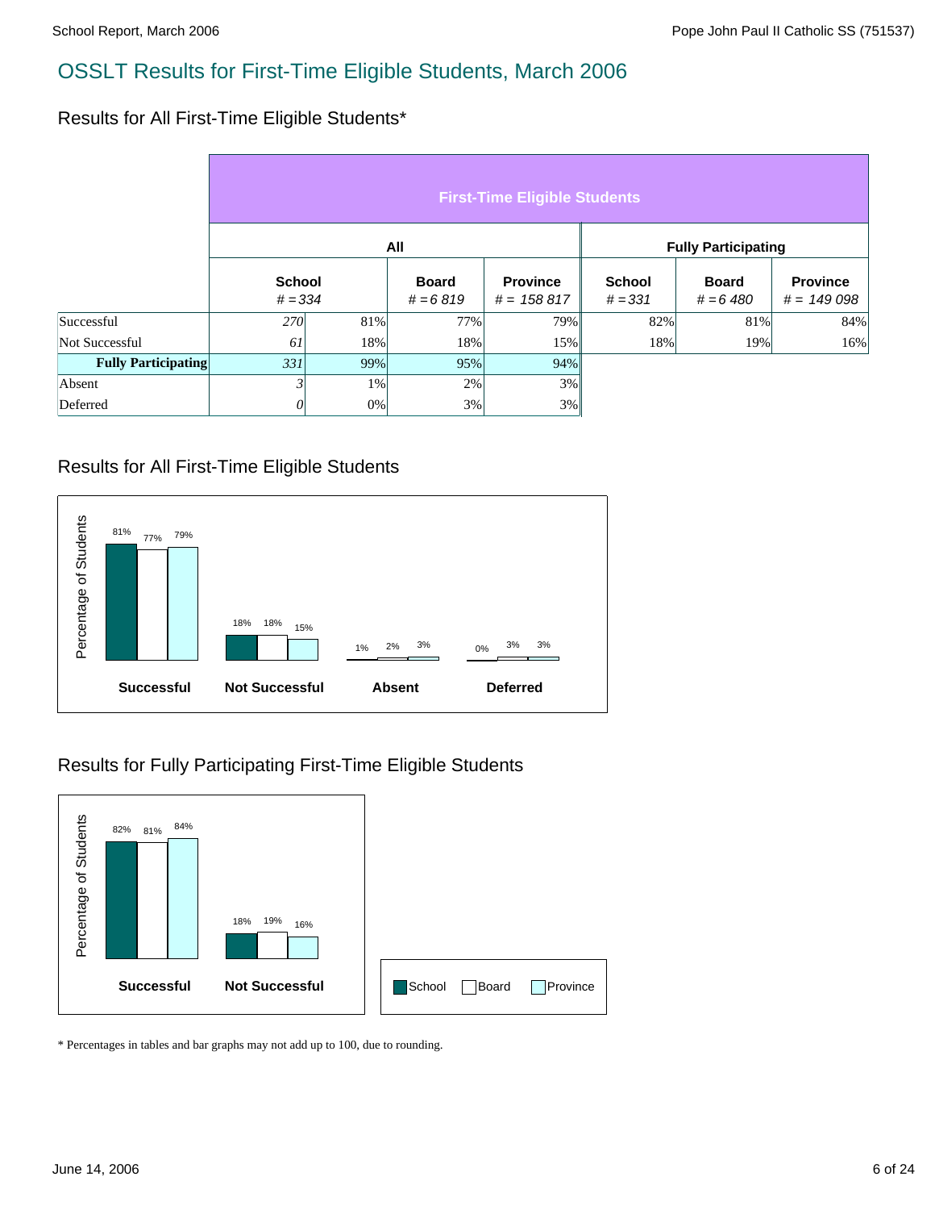# OSSLT Results for First-Time Eligible Students, March 2006

## Results for All First-Time Eligible Students*

| | First-Time Eligible Students | | | | | | |
|---|---|---|---|---|---|---|---|
| | All | | | | Fully Participating | | |
| | School # = 334 | | Board # = 6 819 | Province # = 158 817 | School # = 331 | Board # = 6 480 | Province # = 149 098 |
| Successful | 270 | 81% | 77% | 79% | 82% | 81% | 84% |
| Not Successful | 61 | 18% | 18% | 15% | 18% | 19% | 16% |
| **Fully Participating** | 331 | 99% | 95% | 94% | | | |
| Absent | 3 | 1% | 2% | 3% | | | |
| Deferred | 0 | 0% | 3% | 3% | | | |

## Results for All First-Time Eligible Students

Percentage of Students

81% 77% 79%

18% 18% 15%

1% 2% 3%

0% 3% 3%

**Successful** **Not Successful** **Absent** **Deferred**

## Results for Fully Participating First-Time Eligible Students

Percentage of Students

82% 81% 84%

18% 19% 16%

**Successful** **Not Successful**

School Board Province

\* Percentages in tables and bar graphs may not add up to 100, due to rounding.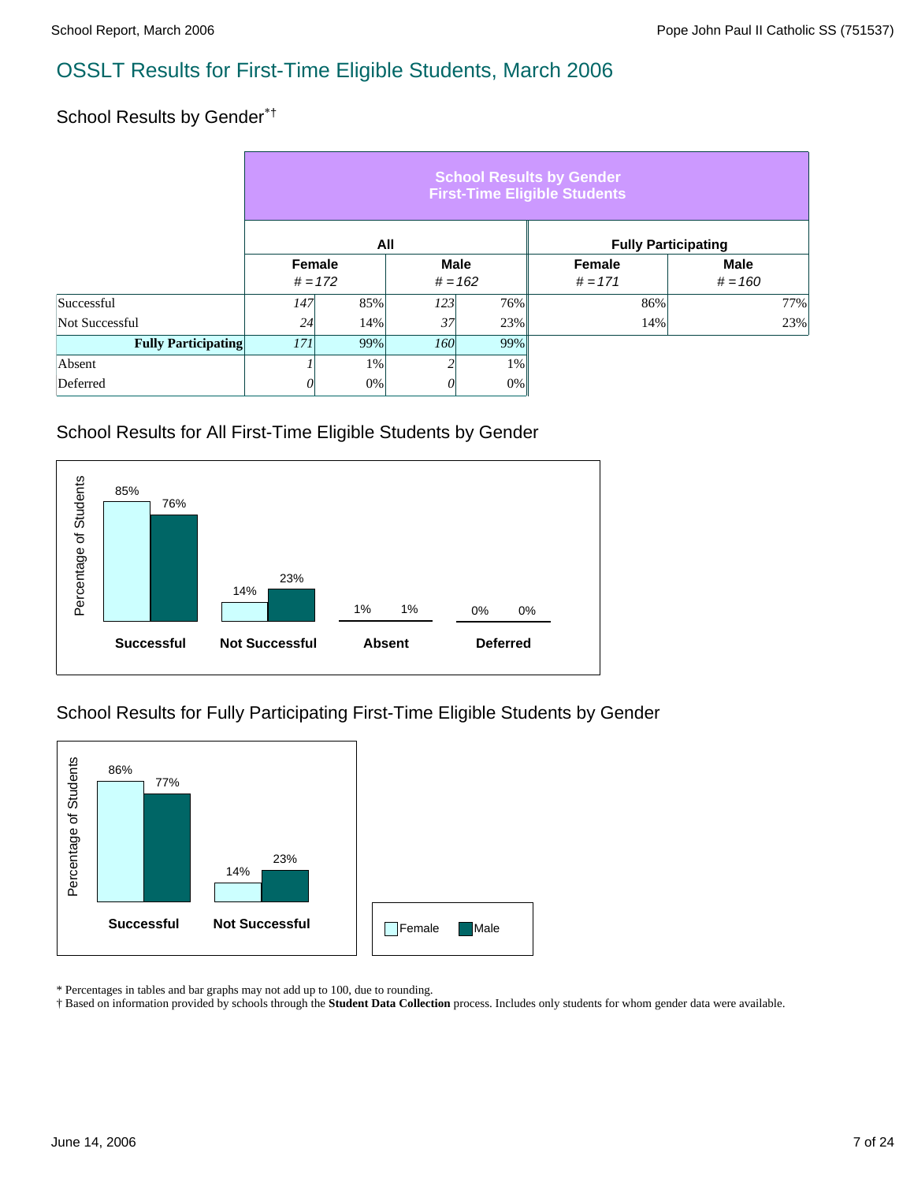# OSSLT Results for First-Time Eligible Students, March 2006

## School Results by Gender*†

| School Results by Gender First-Time Eligible Students | All | | | | Fully Participating | |
|---|---|---|---|---|---|---|
| | Female # = 172 | | Male # = 162 | | Female # = 171 | Male # = 160 |
| Successful | 147 | 85% | 123 | 76% | 86% | 77% |
| Not Successful | 24 | 14% | 37 | 23% | 14% | 23% |
| **Fully Participating** | 171 | 99% | 160 | 99% | | |
| Absent | 1 | 1% | 2 | 1% | | |
| Deferred | 0 | 0% | 0 | 0% | | |

## School Results for All First-Time Eligible Students by Gender

Percentage of Students

85% 76%
14% 23%
1% 1%
0% 0%

**Successful** **Not Successful** **Absent** **Deferred**

## School Results for Fully Participating First-Time Eligible Students by Gender

Percentage of Students

86% 77%
14% 23%

**Successful** **Not Successful**

Female Male

* Percentages in tables and bar graphs may not add up to 100, due to rounding.

† Based on information provided by schools through the **Student Data Collection** process. Includes only students for whom gender data were available.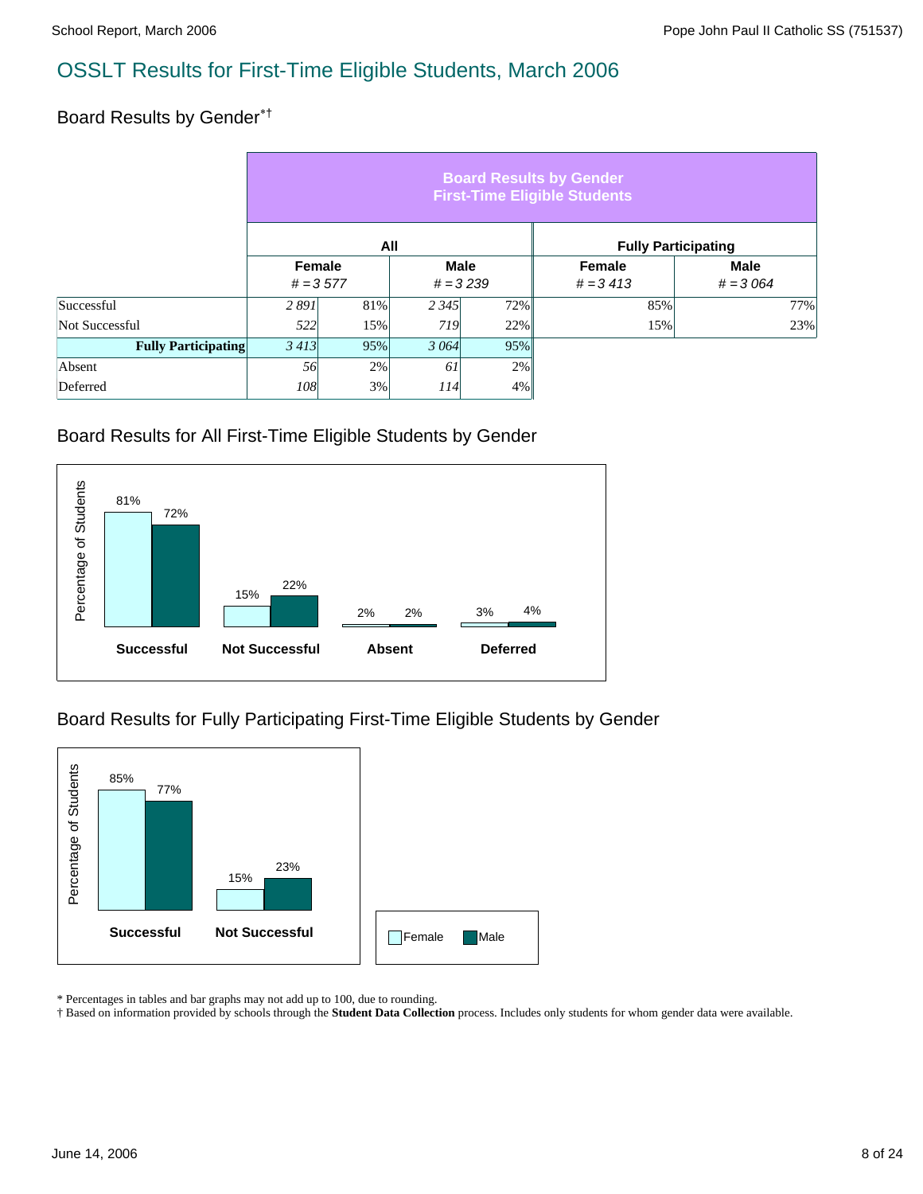# OSSLT Results for First-Time Eligible Students, March 2006

## Board Results by Gender*†

| Board Results by Gender First-Time Eligible Students | All | | | | Fully Participating | |
|---|---|---|---|---|---|---|
| | Female # = 3 577 | | Male # = 3 239 | | Female # = 3 413 | Male # = 3 064 |
| Successful | *2 891* | 81% | *2 345* | 72% | 85% | 77% |
| Not Successful | *522* | 15% | *719* | 22% | 15% | 23% |
| **Fully Participating** | *3 413* | 95% | *3 064* | 95% | | |
| Absent | *56* | 2% | *61* | 2% | | |
| Deferred | *108* | 3% | *114* | 4% | | |

## Board Results for All First-Time Eligible Students by Gender

Percentage of Students

81%
72%
15%
22%
2%
2%
3%
4%

**Successful** **Not Successful** **Absent** **Deferred**

## Board Results for Fully Participating First-Time Eligible Students by Gender

Percentage of Students

85%
77%
15%
23%

**Successful** **Not Successful**

Female Male

\* Percentages in tables and bar graphs may not add up to 100, due to rounding.
† Based on information provided by schools through the **Student Data Collection** process. Includes only students for whom gender data were available.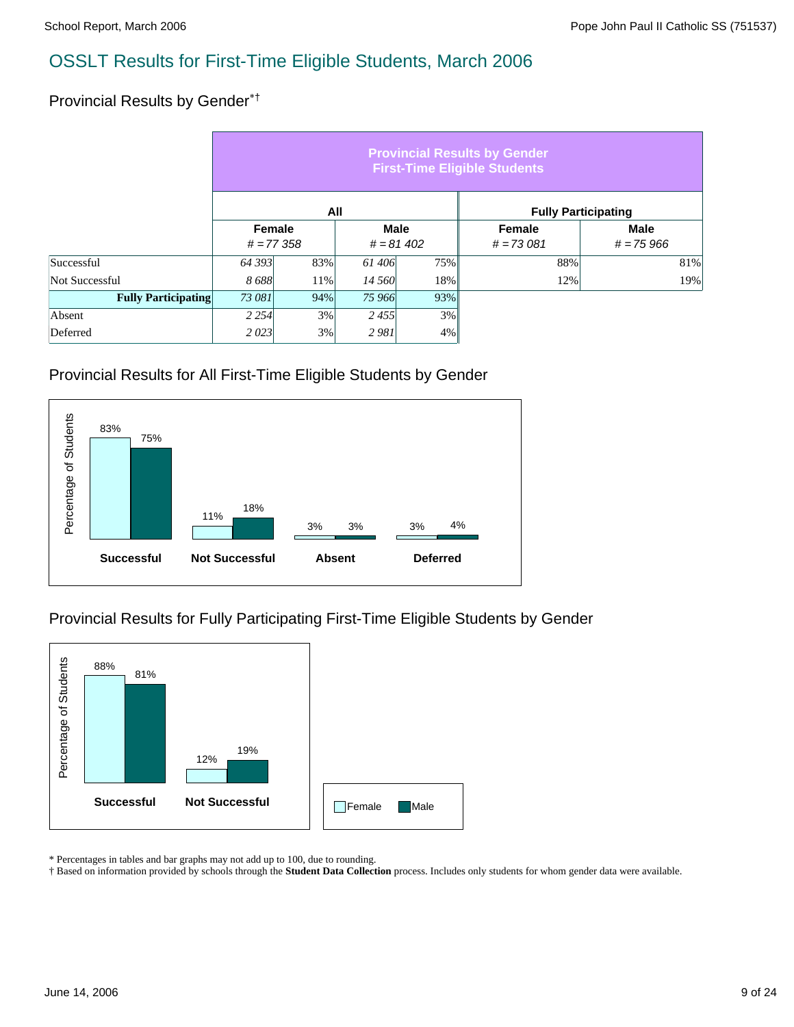# OSSLT Results for First-Time Eligible Students, March 2006

## Provincial Results by Gender*†

| Provincial Results by Gender First-Time Eligible Students | | | | | | |
|---|---|---|---|---|---|---|
| | All | | | | Fully Participating | |
| | Female # = 77 358 | | Male # = 81 402 | | Female # = 73 081 | Male # = 75 966 |
| Successful | *64 393* | 83% | *61 406* | 75% | 88% | 81% |
| Not Successful | *8 688* | 11% | *14 560* | 18% | 12% | 19% |
| **Fully Participating** | *73 081* | 94% | *75 966* | 93% | | |
| Absent | *2 254* | 3% | *2 455* | 3% | | |
| Deferred | *2 023* | 3% | *2 981* | 4% | | |

## Provincial Results for All First-Time Eligible Students by Gender

Percentage of Students

83% 75%
11% 18%
3% 3%
3% 4%

**Successful** **Not Successful** **Absent** **Deferred**

## Provincial Results for Fully Participating First-Time Eligible Students by Gender

Percentage of Students

88% 81%
12% 19%

**Successful** **Not Successful**

Female Male

\* Percentages in tables and bar graphs may not add up to 100, due to rounding.
† Based on information provided by schools through the **Student Data Collection** process. Includes only students for whom gender data were available.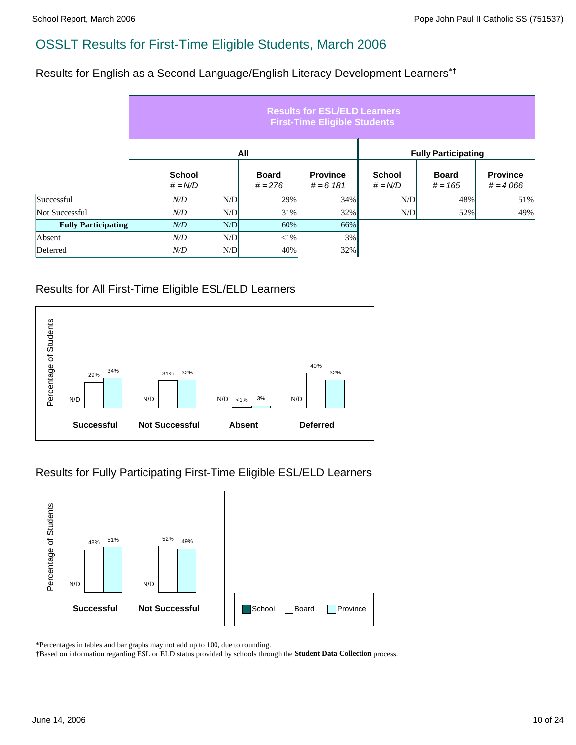# OSSLT Results for First-Time Eligible Students, March 2006

## Results for English as a Second Language/English Literacy Development Learners*†

| | Results for ESL/ELD Learners First-Time Eligible Students | | | | | | |
|---|---|---|---|---|---|---|---|
| | All | | | | Fully Participating | | |
| | School # = N/D | | Board # = 276 | Province # = 6 181 | School # = N/D | Board # = 165 | Province # = 4 066 |
| Successful | N/D | N/D | 29% | 34% | N/D | 48% | 51% |
| Not Successful | N/D | N/D | 31% | 32% | N/D | 52% | 49% |
| **Fully Participating** | N/D | N/D | 60% | 66% | | | |
| Absent | N/D | N/D | <1% | 3% | | | |
| Deferred | N/D | N/D | 40% | 32% | | | |

## Results for All First-Time Eligible ESL/ELD Learners

Percentage of Students

N/D 29% 34%
N/D 31% 32%
N/D <1% 3%
N/D 40% 32%

**Successful** **Not Successful** **Absent** **Deferred**

## Results for Fully Participating First-Time Eligible ESL/ELD Learners

Percentage of Students

N/D 48% 51%
N/D 52% 49%

**Successful** **Not Successful**

School Board Province

*Percentages in tables and bar graphs may not add up to 100, due to rounding.
†Based on information regarding ESL or ELD status provided by schools through the **Student Data Collection** process.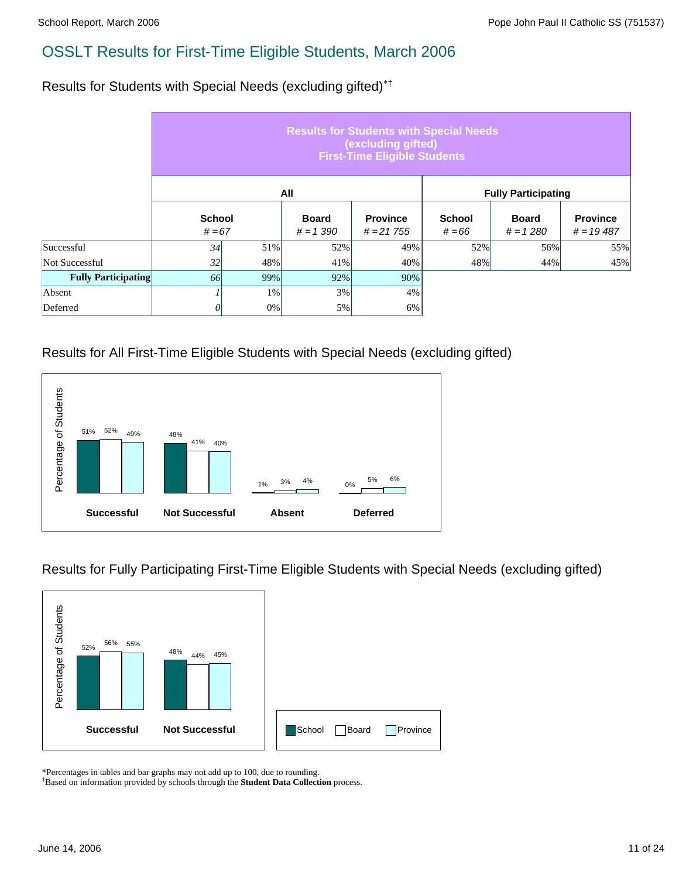## OSSLT Results for First-Time Eligible Students, March 2006

### Results for Students with Special Needs (excluding gifted)*†

| | Results for Students with Special Needs (excluding gifted) First-Time Eligible Students | | | | | | |
|---|---|---|---|---|---|---|---|
| | All | | | | Fully Participating | | |
| | School # = 67 | | Board # = 1 390 | Province # = 21 755 | School # = 66 | Board # = 1 280 | Province # = 19 487 |
| Successful | *34* | 51% | 52% | 49% | 52% | 56% | 55% |
| Not Successful | *32* | 48% | 41% | 40% | 48% | 44% | 45% |
| **Fully Participating** | *66* | 99% | 92% | 90% | | | |
| Absent | *1* | 1% | 3% | 4% | | | |
| Deferred | *0* | 0% | 5% | 6% | | | |

### Results for All First-Time Eligible Students with Special Needs (excluding gifted)

Percentage of Students

51% 52% 49%
48% 41% 40%
1% 3% 4%
0% 5% 6%

**Successful** **Not Successful** **Absent** **Deferred**

### Results for Fully Participating First-Time Eligible Students with Special Needs (excluding gifted)

Percentage of Students

52% 56% 55%
48% 44% 45%

**Successful** **Not Successful**

School Board Province

*Percentages in tables and bar graphs may not add up to 100, due to rounding.
†Based on information provided by schools through the **Student Data Collection** process.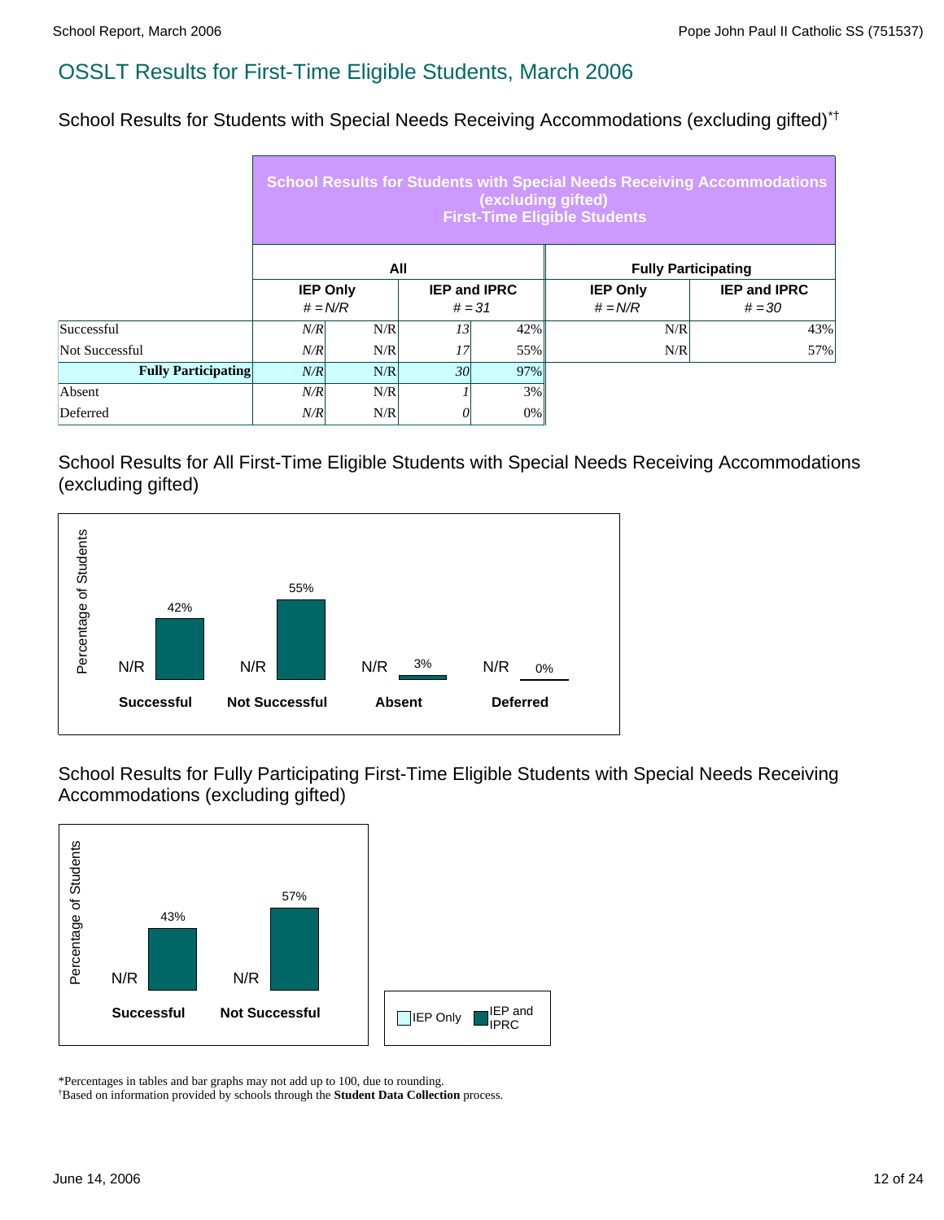# OSSLT Results for First-Time Eligible Students, March 2006

## School Results for Students with Special Needs Receiving Accommodations (excluding gifted)*†

| | School Results for Students with Special Needs Receiving Accommodations (excluding gifted) First-Time Eligible Students | | | | | |
|---|---|---|---|---|---|---|
| | All | | | | Fully Participating | |
| | IEP Only # = N/R | | IEP and IPRC # = 31 | | IEP Only # = N/R | IEP and IPRC # = 30 |
| Successful | *N/R* | N/R | *13* | 42% | N/R | 43% |
| Not Successful | *N/R* | N/R | *17* | 55% | N/R | 57% |
| **Fully Participating** | *N/R* | N/R | *30* | 97% | | |
| Absent | *N/R* | N/R | *1* | 3% | | |
| Deferred | *N/R* | N/R | *0* | 0% | | |

## School Results for All First-Time Eligible Students with Special Needs Receiving Accommodations (excluding gifted)

Percentage of Students

N/R 42% **Successful**

N/R 55% **Not Successful**

N/R 3% **Absent**

N/R 0% **Deferred**

## School Results for Fully Participating First-Time Eligible Students with Special Needs Receiving Accommodations (excluding gifted)

Percentage of Students

N/R 43% **Successful**

N/R 57% **Not Successful**

IEP Only   IEP and IPRC

*Percentages in tables and bar graphs may not add up to 100, due to rounding.

†Based on information provided by schools through the **Student Data Collection** process.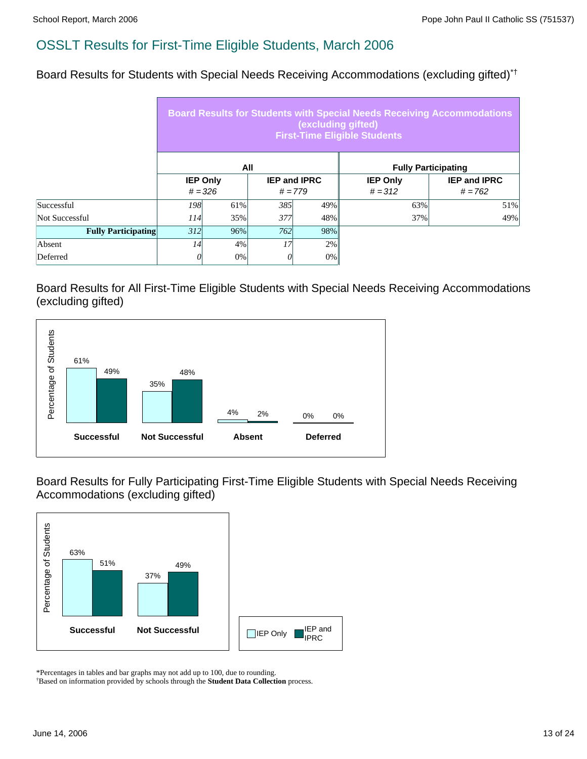## OSSLT Results for First-Time Eligible Students, March 2006

### Board Results for Students with Special Needs Receiving Accommodations (excluding gifted)*†

| | Board Results for Students with Special Needs Receiving Accommodations (excluding gifted) First-Time Eligible Students | | | | | |
|---|---|---|---|---|---|---|
| | All | | | | Fully Participating | |
| | IEP Only # = 326 | | IEP and IPRC # = 779 | | IEP Only # = 312 | IEP and IPRC # = 762 |
| Successful | 198 | 61% | 385 | 49% | 63% | 51% |
| Not Successful | 114 | 35% | 377 | 48% | 37% | 49% |
| **Fully Participating** | 312 | 96% | 762 | 98% | | |
| Absent | 14 | 4% | 17 | 2% | | |
| Deferred | 0 | 0% | 0 | 0% | | |

### Board Results for All First-Time Eligible Students with Special Needs Receiving Accommodations (excluding gifted)

Percentage of Students

61% 49%
35% 48%
4% 2%
0% 0%

Successful
Not Successful
Absent
Deferred

### Board Results for Fully Participating First-Time Eligible Students with Special Needs Receiving Accommodations (excluding gifted)

Percentage of Students

63% 51%
37% 49%

Successful
Not Successful

IEP Only
IEP and IPRC

*Percentages in tables and bar graphs may not add up to 100, due to rounding.
†Based on information provided by schools through the **Student Data Collection** process.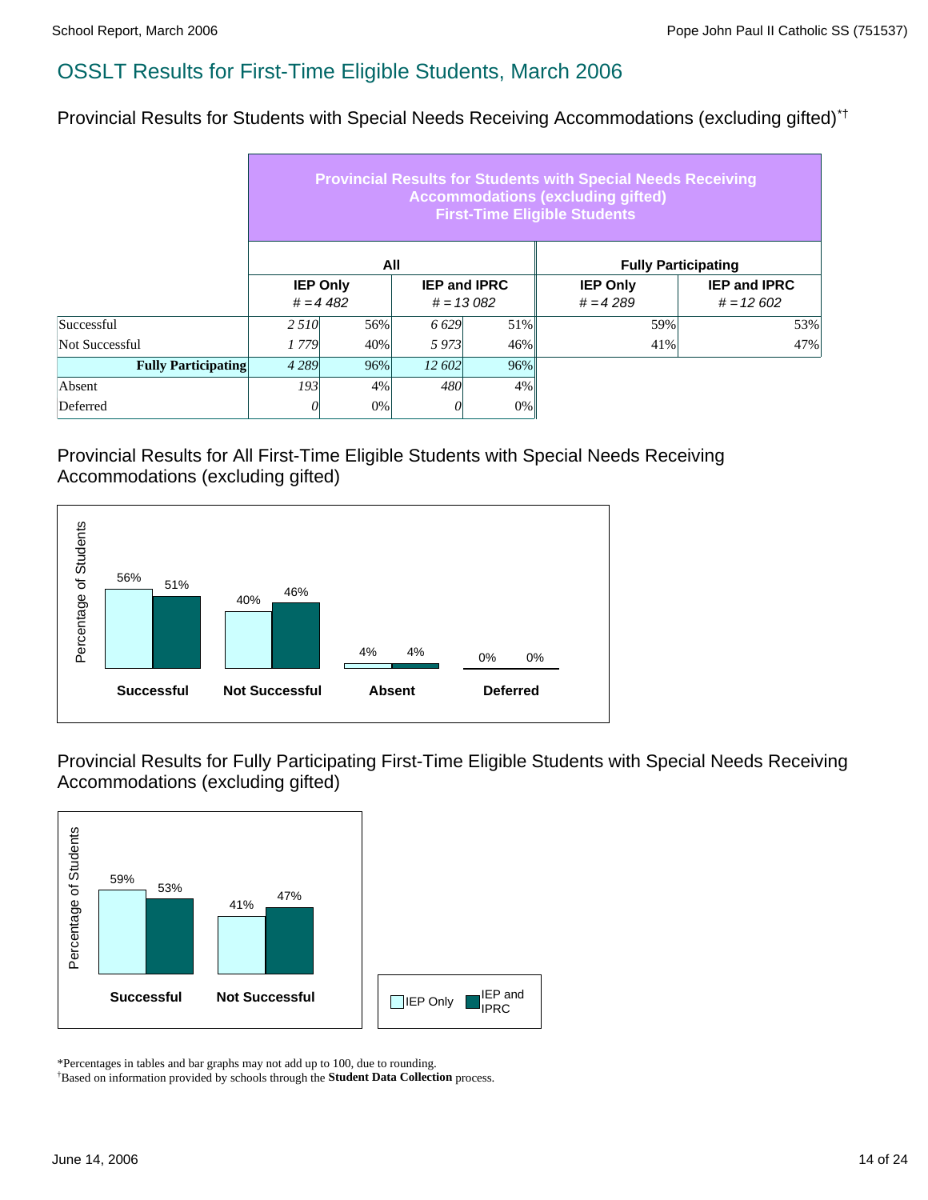# OSSLT Results for First-Time Eligible Students, March 2006

## Provincial Results for Students with Special Needs Receiving Accommodations (excluding gifted)*†

| Provincial Results for Students with Special Needs Receiving Accommodations (excluding gifted) First-Time Eligible Students | All | | | | Fully Participating | |
|---|---|---|---|---|---|---|
| | IEP Only # = 4 482 | | IEP and IPRC # = 13 082 | | IEP Only # = 4 289 | IEP and IPRC # = 12 602 |
| Successful | 2 510 | 56% | 6 629 | 51% | 59% | 53% |
| Not Successful | 1 779 | 40% | 5 973 | 46% | 41% | 47% |
| **Fully Participating** | 4 289 | 96% | 12 602 | 96% | | |
| Absent | 193 | 4% | 480 | 4% | | |
| Deferred | 0 | 0% | 0 | 0% | | |

## Provincial Results for All First-Time Eligible Students with Special Needs Receiving Accommodations (excluding gifted)

Percentage of Students

56% 51%
40% 46%
4% 4%
0% 0%

Successful
Not Successful
Absent
Deferred

## Provincial Results for Fully Participating First-Time Eligible Students with Special Needs Receiving Accommodations (excluding gifted)

Percentage of Students

59% 53%
41% 47%

Successful
Not Successful

IEP Only
IEP and IPRC

*Percentages in tables and bar graphs may not add up to 100, due to rounding.

†Based on information provided by schools through the **Student Data Collection** process.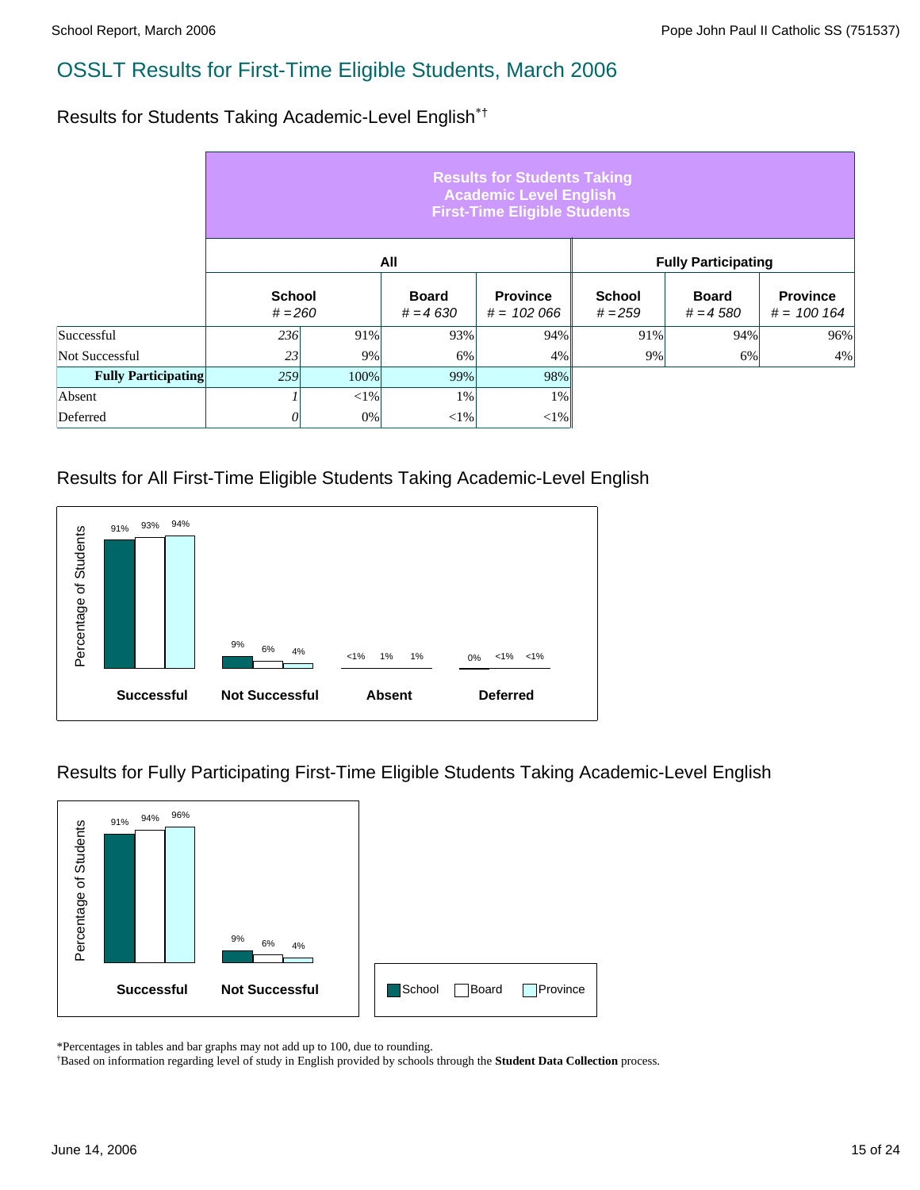# OSSLT Results for First-Time Eligible Students, March 2006

## Results for Students Taking Academic-Level English*†

| | Results for Students Taking Academic Level English First-Time Eligible Students | | | | | | |
|---|---|---|---|---|---|---|---|
| | All | | | | Fully Participating | | |
| | School # = 260 | | Board # = 4 630 | Province # = 102 066 | School # = 259 | Board # = 4 580 | Province # = 100 164 |
| Successful | 236 | 91% | 93% | 94% | 91% | 94% | 96% |
| Not Successful | 23 | 9% | 6% | 4% | 9% | 6% | 4% |
| **Fully Participating** | 259 | 100% | 99% | 98% | | | |
| Absent | 1 | <1% | 1% | 1% | | | |
| Deferred | 0 | 0% | <1% | <1% | | | |

## Results for All First-Time Eligible Students Taking Academic-Level English

Percentage of Students

91% 93% 94%
9% 6% 4%
<1% 1% 1%
0% <1% <1%

**Successful** **Not Successful** **Absent** **Deferred**

## Results for Fully Participating First-Time Eligible Students Taking Academic-Level English

Percentage of Students

91% 94% 96%
9% 6% 4%

**Successful** **Not Successful**

School Board Province

*Percentages in tables and bar graphs may not add up to 100, due to rounding.
†Based on information regarding level of study in English provided by schools through the **Student Data Collection** process.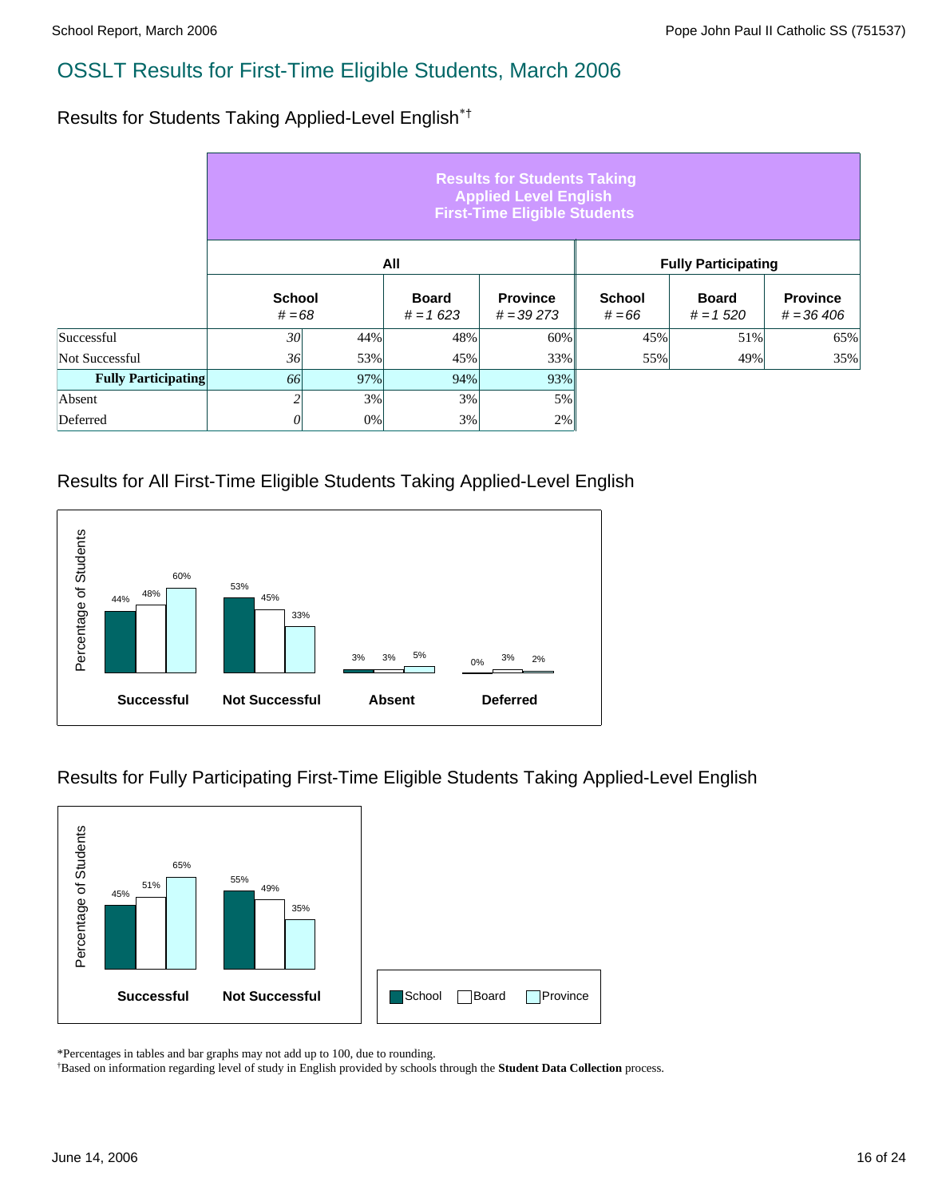# OSSLT Results for First-Time Eligible Students, March 2006

## Results for Students Taking Applied-Level English*†

| | Results for Students Taking Applied Level English First-Time Eligible Students | | | | | | |
|---|---|---|---|---|---|---|---|
| | All | | | | Fully Participating | | |
| | School # = 68 | | Board # = 1 623 | Province # = 39 273 | School # = 66 | Board # = 1 520 | Province # = 36 406 |
| Successful | *30* | 44% | 48% | 60% | 45% | 51% | 65% |
| Not Successful | *36* | 53% | 45% | 33% | 55% | 49% | 35% |
| **Fully Participating** | *66* | 97% | 94% | 93% | | | |
| Absent | *2* | 3% | 3% | 5% | | | |
| Deferred | *0* | 0% | 3% | 2% | | | |

## Results for All First-Time Eligible Students Taking Applied-Level English

Percentage of Students

44% 48% 60%
53% 45% 33%
3% 3% 5%
0% 3% 2%

**Successful** **Not Successful** **Absent** **Deferred**

## Results for Fully Participating First-Time Eligible Students Taking Applied-Level English

Percentage of Students

45% 51% 65%
55% 49% 35%

**Successful** **Not Successful**

School Board Province

*Percentages in tables and bar graphs may not add up to 100, due to rounding.

†Based on information regarding level of study in English provided by schools through the **Student Data Collection** process.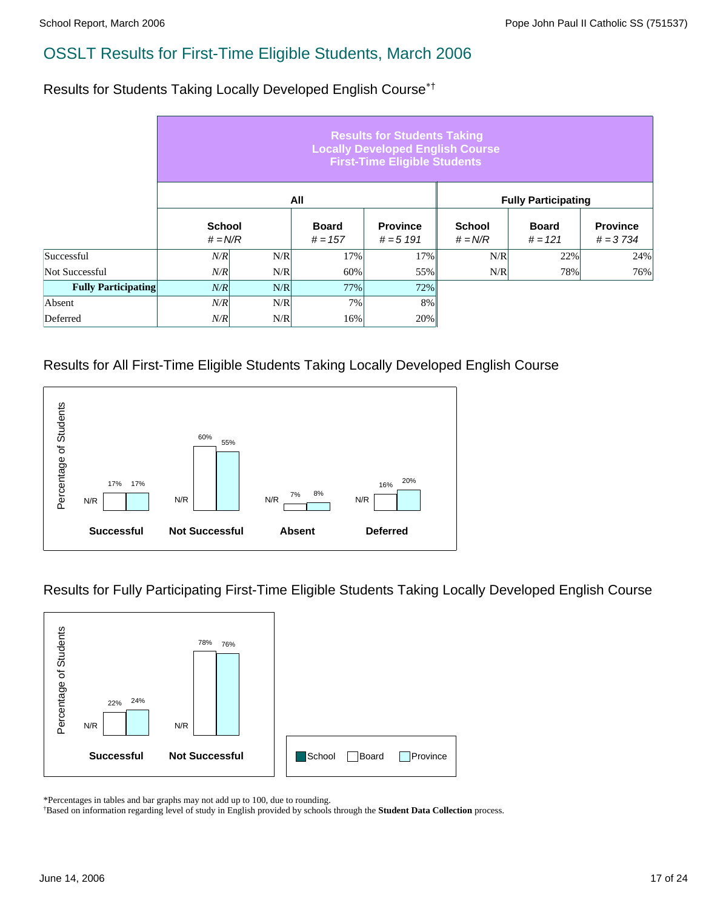# OSSLT Results for First-Time Eligible Students, March 2006

## Results for Students Taking Locally Developed English Course*†

| | Results for Students Taking Locally Developed English Course First-Time Eligible Students | | | | | | |
|---|---|---|---|---|---|---|---|
| | All | | | | Fully Participating | | |
| | School # = N/R | | Board # = 157 | Province # = 5 191 | School # = N/R | Board # = 121 | Province # = 3 734 |
| Successful | N/R | N/R | 17% | 17% | N/R | 22% | 24% |
| Not Successful | N/R | N/R | 60% | 55% | N/R | 78% | 76% |
| **Fully Participating** | N/R | N/R | 77% | 72% | | | |
| Absent | N/R | N/R | 7% | 8% | | | |
| Deferred | N/R | N/R | 16% | 20% | | | |

## Results for All First-Time Eligible Students Taking Locally Developed English Course

Percentage of Students

N/R 17% 17%
**Successful**

N/R 60% 55%
**Not Successful**

N/R 7% 8%
**Absent**

N/R 16% 20%
**Deferred**

## Results for Fully Participating First-Time Eligible Students Taking Locally Developed English Course

Percentage of Students

N/R 22% 24%
**Successful**

N/R 78% 76%
**Not Successful**

School Board Province

*Percentages in tables and bar graphs may not add up to 100, due to rounding.
†Based on information regarding level of study in English provided by schools through the **Student Data Collection** process.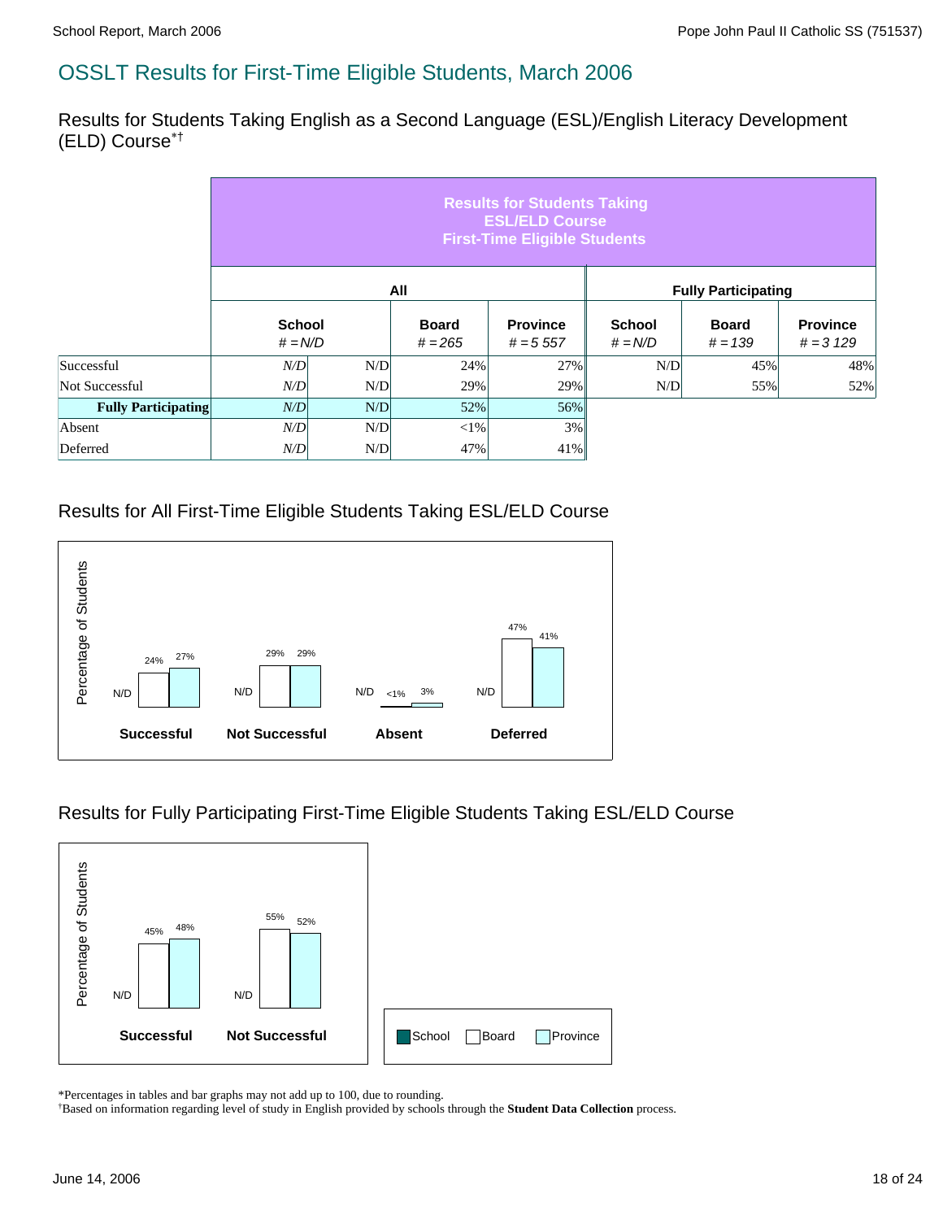# OSSLT Results for First-Time Eligible Students, March 2006

## Results for Students Taking English as a Second Language (ESL)/English Literacy Development (ELD) Course*†

| | Results for Students Taking ESL/ELD Course First-Time Eligible Students | | | | | | |
|---|---|---|---|---|---|---|---|
| | All | | | | Fully Participating | | |
| | School # = N/D | | Board # = 265 | Province # = 5 557 | School # = N/D | Board # = 139 | Province # = 3 129 |
| Successful | N/D | N/D | 24% | 27% | N/D | 45% | 48% |
| Not Successful | N/D | N/D | 29% | 29% | N/D | 55% | 52% |
| **Fully Participating** | N/D | N/D | 52% | 56% | | | |
| Absent | N/D | N/D | <1% | 3% | | | |
| Deferred | N/D | N/D | 47% | 41% | | | |

## Results for All First-Time Eligible Students Taking ESL/ELD Course

| | School | Board | Province |
|---|---|---|---|
| Successful | N/D | 24% | 27% |
| Not Successful | N/D | 29% | 29% |
| Absent | N/D | <1% | 3% |
| Deferred | N/D | 47% | 41% |

## Results for Fully Participating First-Time Eligible Students Taking ESL/ELD Course

| | School | Board | Province |
|---|---|---|---|
| Successful | N/D | 45% | 48% |
| Not Successful | N/D | 55% | 52% |

*Percentages in tables and bar graphs may not add up to 100, due to rounding.
†Based on information regarding level of study in English provided by schools through the **Student Data Collection** process.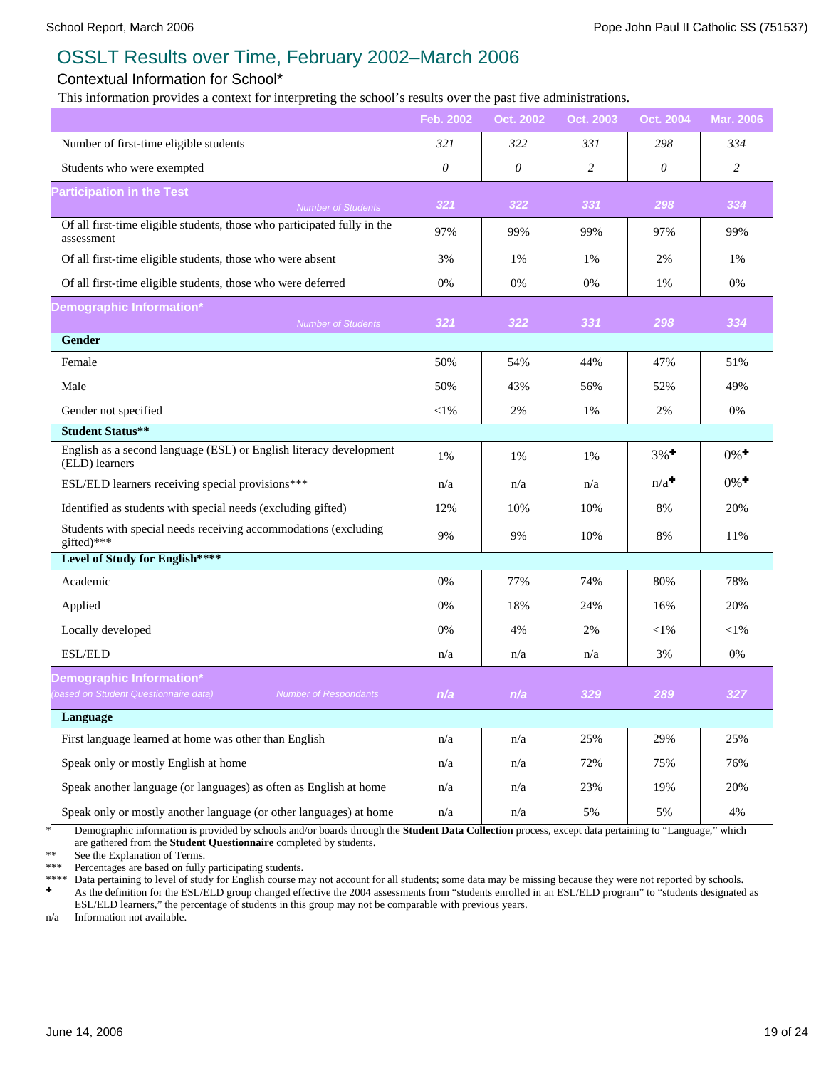# OSSLT Results over Time, February 2002–March 2006

## Contextual Information for School*

This information provides a context for interpreting the school's results over the past five administrations.

| | Feb. 2002 | Oct. 2002 | Oct. 2003 | Oct. 2004 | Mar. 2006 |
|---|---|---|---|---|---|
| Number of first-time eligible students | *321* | *322* | *331* | *298* | *334* |
| Students who were exempted | *0* | *0* | *2* | *0* | *2* |
| **Participation in the Test** — *Number of Students* | ***321*** | ***322*** | ***331*** | ***298*** | ***334*** |
| Of all first-time eligible students, those who participated fully in the assessment | 97% | 99% | 99% | 97% | 99% |
| Of all first-time eligible students, those who were absent | 3% | 1% | 1% | 2% | 1% |
| Of all first-time eligible students, those who were deferred | 0% | 0% | 0% | 1% | 0% |
| **Demographic Information*** — *Number of Students* | ***321*** | ***322*** | ***331*** | ***298*** | ***334*** |
| **Gender** | | | | | |
| Female | 50% | 54% | 44% | 47% | 51% |
| Male | 50% | 43% | 56% | 52% | 49% |
| Gender not specified | <1% | 2% | 1% | 2% | 0% |
| **Student Status**** | | | | | |
| English as a second language (ESL) or English literacy development (ELD) learners | 1% | 1% | 1% | 3%✚ | 0%✚ |
| ESL/ELD learners receiving special provisions*** | n/a | n/a | n/a | n/a✚ | 0%✚ |
| Identified as students with special needs (excluding gifted) | 12% | 10% | 10% | 8% | 20% |
| Students with special needs receiving accommodations (excluding gifted)*** | 9% | 9% | 10% | 8% | 11% |
| **Level of Study for English****** | | | | | |
| Academic | 0% | 77% | 74% | 80% | 78% |
| Applied | 0% | 18% | 24% | 16% | 20% |
| Locally developed | 0% | 4% | 2% | <1% | <1% |
| ESL/ELD | n/a | n/a | n/a | 3% | 0% |
| **Demographic Information*** *(based on Student Questionnaire data)* — *Number of Respondants* | ***n/a*** | ***n/a*** | ***329*** | ***289*** | ***327*** |
| **Language** | | | | | |
| First language learned at home was other than English | n/a | n/a | 25% | 29% | 25% |
| Speak only or mostly English at home | n/a | n/a | 72% | 75% | 76% |
| Speak another language (or languages) as often as English at home | n/a | n/a | 23% | 19% | 20% |
| Speak only or mostly another language (or other languages) at home | n/a | n/a | 5% | 5% | 4% |

\* Demographic information is provided by schools and/or boards through the **Student Data Collection** process, except data pertaining to "Language," which are gathered from the **Student Questionnaire** completed by students.

** See the Explanation of Terms.

*** Percentages are based on fully participating students.

**** Data pertaining to level of study for English course may not account for all students; some data may be missing because they were not reported by schools.

✚ As the definition for the ESL/ELD group changed effective the 2004 assessments from "students enrolled in an ESL/ELD program" to "students designated as ESL/ELD learners," the percentage of students in this group may not be comparable with previous years.

n/a Information not available.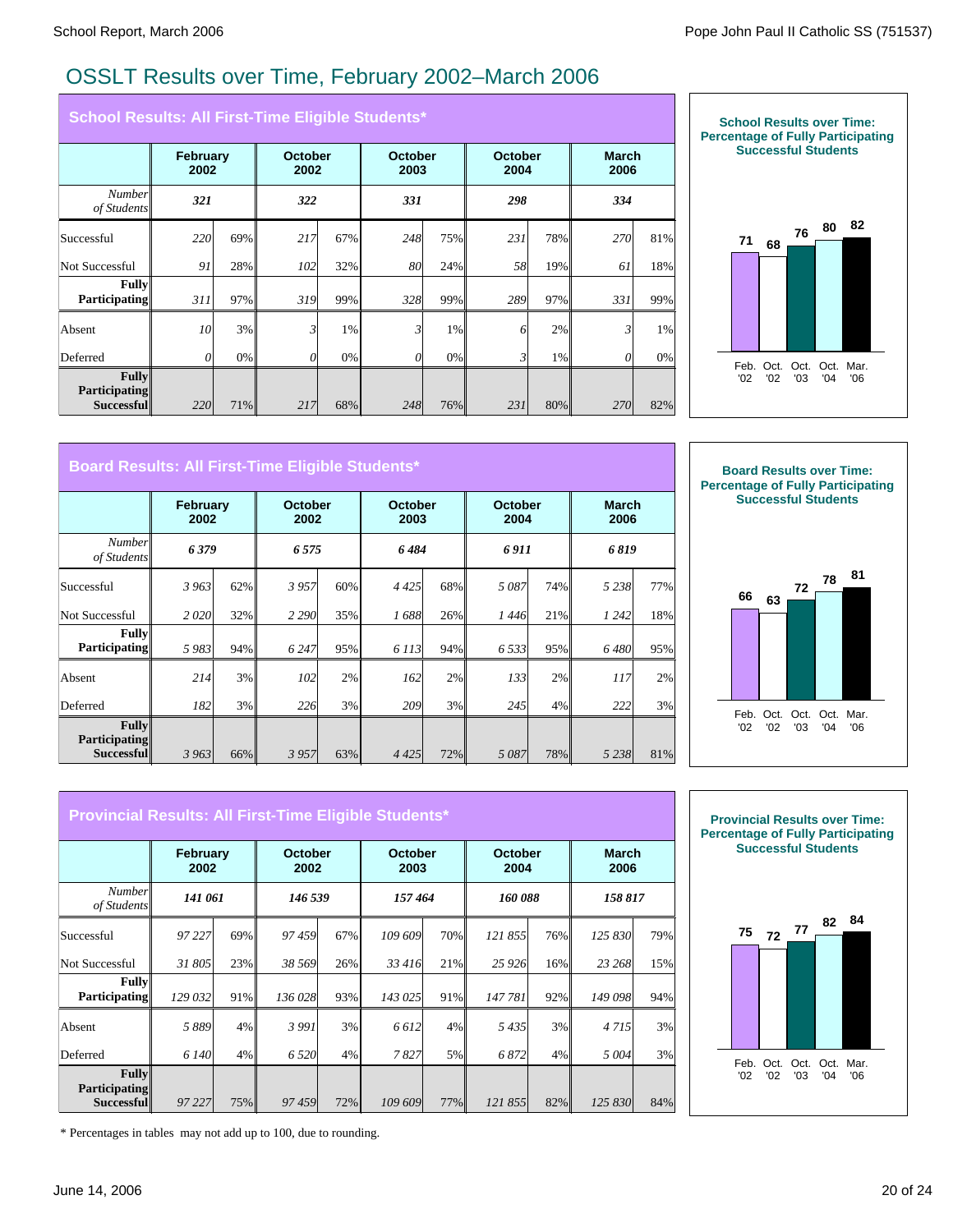# OSSLT Results over Time, February 2002–March 2006

## School Results: All First-Time Eligible Students*

| | February 2002 | | October 2002 | | October 2003 | | October 2004 | | March 2006 | |
|---|---|---|---|---|---|---|---|---|---|---|
| *Number of Students* | ***321*** | | ***322*** | | ***331*** | | ***298*** | | ***334*** | |
| Successful | *220* | 69% | *217* | 67% | *248* | 75% | *231* | 78% | *270* | 81% |
| Not Successful | *91* | 28% | *102* | 32% | *80* | 24% | *58* | 19% | *61* | 18% |
| **Fully Participating** | *311* | 97% | *319* | 99% | *328* | 99% | *289* | 97% | *331* | 99% |
| Absent | *10* | 3% | *3* | 1% | *3* | 1% | *6* | 2% | *3* | 1% |
| Deferred | *0* | 0% | *0* | 0% | *0* | 0% | *3* | 1% | *0* | 0% |
| **Fully Participating Successful** | *220* | 71% | *217* | 68% | *248* | 76% | *231* | 80% | *270* | 82% |

**School Results over Time: Percentage of Fully Participating Successful Students**

71 68 76 80 82

Feb. '02 Oct. '02 Oct. '03 Oct. '04 Mar. '06

## Board Results: All First-Time Eligible Students*

| | February 2002 | | October 2002 | | October 2003 | | October 2004 | | March 2006 | |
|---|---|---|---|---|---|---|---|---|---|---|
| *Number of Students* | ***6 379*** | | ***6 575*** | | ***6 484*** | | ***6 911*** | | ***6 819*** | |
| Successful | *3 963* | 62% | *3 957* | 60% | *4 425* | 68% | *5 087* | 74% | *5 238* | 77% |
| Not Successful | *2 020* | 32% | *2 290* | 35% | *1 688* | 26% | *1 446* | 21% | *1 242* | 18% |
| **Fully Participating** | *5 983* | 94% | *6 247* | 95% | *6 113* | 94% | *6 533* | 95% | *6 480* | 95% |
| Absent | *214* | 3% | *102* | 2% | *162* | 2% | *133* | 2% | *117* | 2% |
| Deferred | *182* | 3% | *226* | 3% | *209* | 3% | *245* | 4% | *222* | 3% |
| **Fully Participating Successful** | *3 963* | 66% | *3 957* | 63% | *4 425* | 72% | *5 087* | 78% | *5 238* | 81% |

**Board Results over Time: Percentage of Fully Participating Successful Students**

66 63 72 78 81

Feb. '02 Oct. '02 Oct. '03 Oct. '04 Mar. '06

## Provincial Results: All First-Time Eligible Students*

| | February 2002 | | October 2002 | | October 2003 | | October 2004 | | March 2006 | |
|---|---|---|---|---|---|---|---|---|---|---|
| *Number of Students* | ***141 061*** | | ***146 539*** | | ***157 464*** | | ***160 088*** | | ***158 817*** | |
| Successful | *97 227* | 69% | *97 459* | 67% | *109 609* | 70% | *121 855* | 76% | *125 830* | 79% |
| Not Successful | *31 805* | 23% | *38 569* | 26% | *33 416* | 21% | *25 926* | 16% | *23 268* | 15% |
| **Fully Participating** | *129 032* | 91% | *136 028* | 93% | *143 025* | 91% | *147 781* | 92% | *149 098* | 94% |
| Absent | *5 889* | 4% | *3 991* | 3% | *6 612* | 4% | *5 435* | 3% | *4 715* | 3% |
| Deferred | *6 140* | 4% | *6 520* | 4% | *7 827* | 5% | *6 872* | 4% | *5 004* | 3% |
| **Fully Participating Successful** | *97 227* | 75% | *97 459* | 72% | *109 609* | 77% | *121 855* | 82% | *125 830* | 84% |

**Provincial Results over Time: Percentage of Fully Participating Successful Students**

75 72 77 82 84

Feb. '02 Oct. '02 Oct. '03 Oct. '04 Mar. '06

\* Percentages in tables may not add up to 100, due to rounding.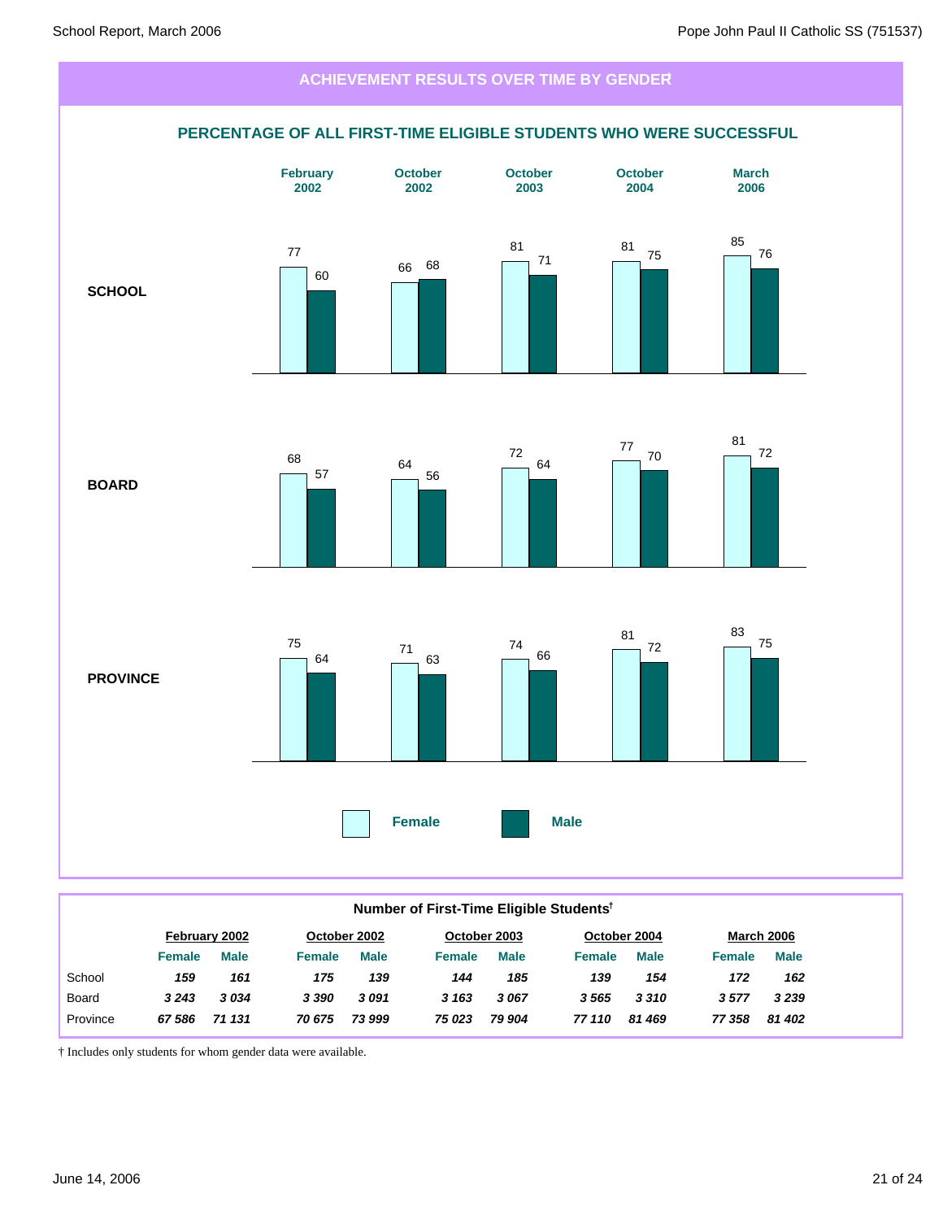## ACHIEVEMENT RESULTS OVER TIME BY GENDER

### PERCENTAGE OF ALL FIRST-TIME ELIGIBLE STUDENTS WHO WERE SUCCESSFUL

February 2002, October 2002, October 2003, October 2004, March 2006

SCHOOL
77 60 66 68 81 71 81 75 85 76

BOARD
68 57 64 56 72 64 77 70 81 72

PROVINCE
75 64 71 63 74 66 81 72 83 75

Female Male

### Number of First-Time Eligible Students†

| | February 2002 | | October 2002 | | October 2003 | | October 2004 | | March 2006 | |
|---|---|---|---|---|---|---|---|---|---|---|
| | Female | Male | Female | Male | Female | Male | Female | Male | Female | Male |
| School | *159* | *161* | *175* | *139* | *144* | *185* | *139* | *154* | *172* | *162* |
| Board | *3 243* | *3 034* | *3 390* | *3 091* | *3 163* | *3 067* | *3 565* | *3 310* | *3 577* | *3 239* |
| Province | *67 586* | *71 131* | *70 675* | *73 999* | *75 023* | *79 904* | *77 110* | *81 469* | *77 358* | *81 402* |

† Includes only students for whom gender data were available.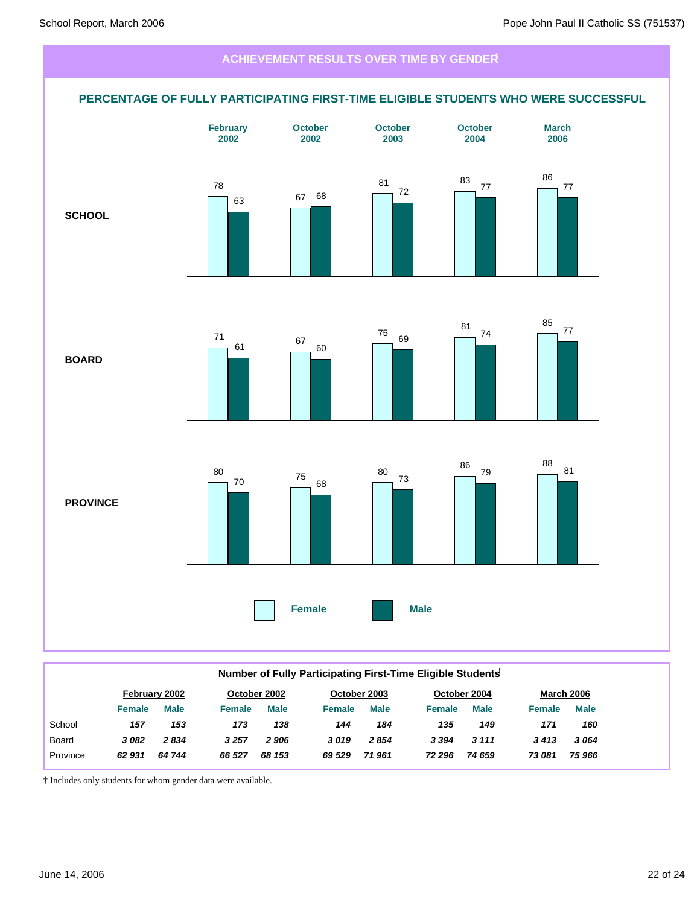## ACHIEVEMENT RESULTS OVER TIME BY GENDER†

### PERCENTAGE OF FULLY PARTICIPATING FIRST-TIME ELIGIBLE STUDENTS WHO WERE SUCCESSFUL

February 2002
October 2002
October 2003
October 2004
March 2006

**SCHOOL**

78 63
67 68
81 72
83 77
86 77

**BOARD**

71 61
67 60
75 69
81 74
85 77

**PROVINCE**

80 70
75 68
80 73
86 79
88 81

Female
Male

### Number of Fully Participating First-Time Eligible Students†

| | February 2002 | | October 2002 | | October 2003 | | October 2004 | | March 2006 | |
|---|---|---|---|---|---|---|---|---|---|---|
| | Female | Male | Female | Male | Female | Male | Female | Male | Female | Male |
| School | *157* | *153* | *173* | *138* | *144* | *184* | *135* | *149* | *171* | *160* |
| Board | *3 082* | *2 834* | *3 257* | *2 906* | *3 019* | *2 854* | *3 394* | *3 111* | *3 413* | *3 064* |
| Province | *62 931* | *64 744* | *66 527* | *68 153* | *69 529* | *71 961* | *72 296* | *74 659* | *73 081* | *75 966* |

† Includes only students for whom gender data were available.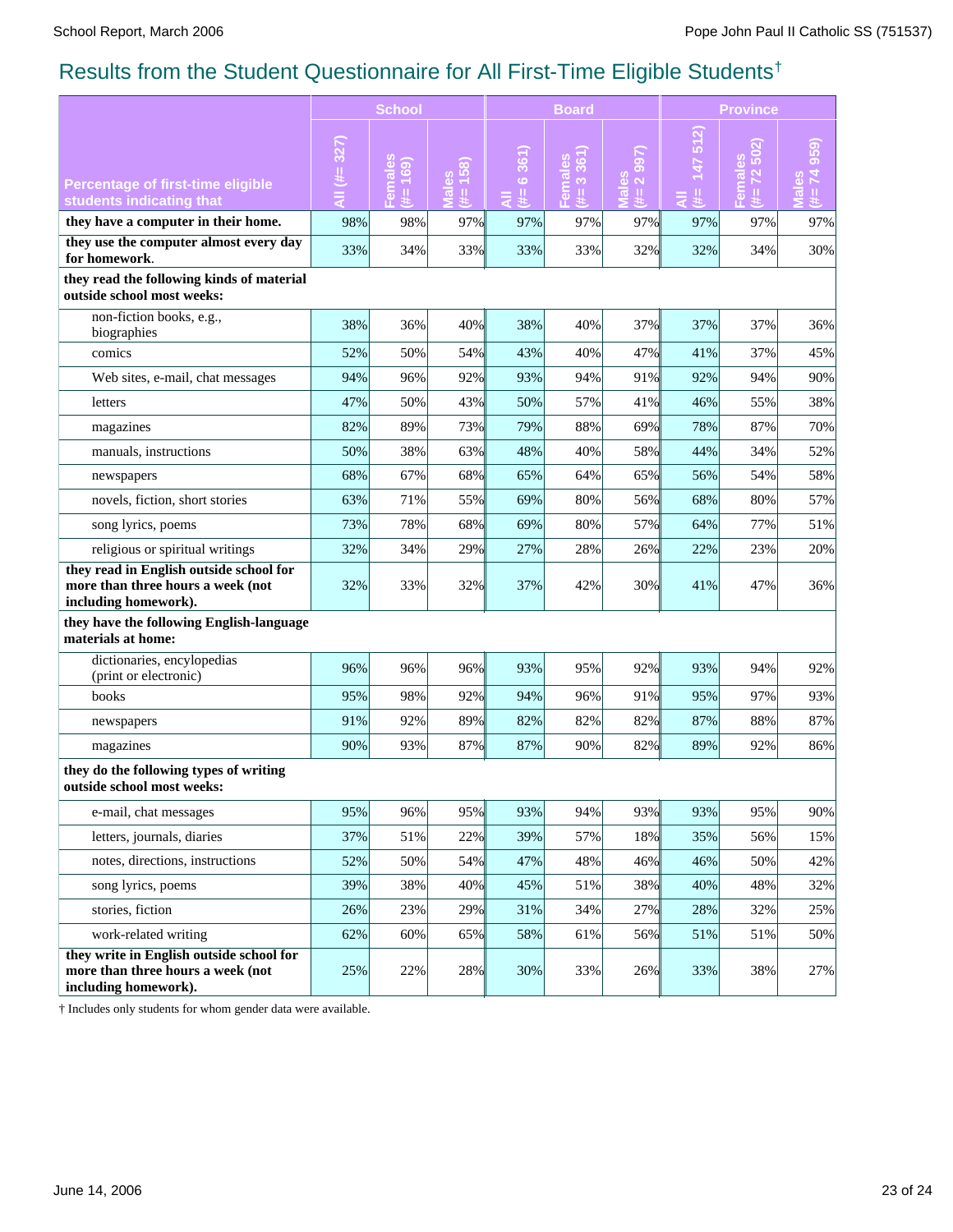# Results from the Student Questionnaire for All First-Time Eligible Students†

| Percentage of first-time eligible students indicating that | School | | | Board | | | Province | | |
|---|---|---|---|---|---|---|---|---|---|
| | All (#= 327) | Females (#= 169) | Males (#= 158) | All (#= 6 361) | Females (#= 3 361) | Males (#= 2 997) | All (#= 147 512) | Females (#= 72 502) | Males (#= 74 959) |
| **they have a computer in their home.** | 98% | 98% | 97% | 97% | 97% | 97% | 97% | 97% | 97% |
| **they use the computer almost every day for homework**. | 33% | 34% | 33% | 33% | 33% | 32% | 32% | 34% | 30% |
| **they read the following kinds of material outside school most weeks:** | | | | | | | | | |
| non-fiction books, e.g., biographies | 38% | 36% | 40% | 38% | 40% | 37% | 37% | 37% | 36% |
| comics | 52% | 50% | 54% | 43% | 40% | 47% | 41% | 37% | 45% |
| Web sites, e-mail, chat messages | 94% | 96% | 92% | 93% | 94% | 91% | 92% | 94% | 90% |
| letters | 47% | 50% | 43% | 50% | 57% | 41% | 46% | 55% | 38% |
| magazines | 82% | 89% | 73% | 79% | 88% | 69% | 78% | 87% | 70% |
| manuals, instructions | 50% | 38% | 63% | 48% | 40% | 58% | 44% | 34% | 52% |
| newspapers | 68% | 67% | 68% | 65% | 64% | 65% | 56% | 54% | 58% |
| novels, fiction, short stories | 63% | 71% | 55% | 69% | 80% | 56% | 68% | 80% | 57% |
| song lyrics, poems | 73% | 78% | 68% | 69% | 80% | 57% | 64% | 77% | 51% |
| religious or spiritual writings | 32% | 34% | 29% | 27% | 28% | 26% | 22% | 23% | 20% |
| **they read in English outside school for more than three hours a week (not including homework).** | 32% | 33% | 32% | 37% | 42% | 30% | 41% | 47% | 36% |
| **they have the following English-language materials at home:** | | | | | | | | | |
| dictionaries, encylopedias (print or electronic) | 96% | 96% | 96% | 93% | 95% | 92% | 93% | 94% | 92% |
| books | 95% | 98% | 92% | 94% | 96% | 91% | 95% | 97% | 93% |
| newspapers | 91% | 92% | 89% | 82% | 82% | 82% | 87% | 88% | 87% |
| magazines | 90% | 93% | 87% | 87% | 90% | 82% | 89% | 92% | 86% |
| **they do the following types of writing outside school most weeks:** | | | | | | | | | |
| e-mail, chat messages | 95% | 96% | 95% | 93% | 94% | 93% | 93% | 95% | 90% |
| letters, journals, diaries | 37% | 51% | 22% | 39% | 57% | 18% | 35% | 56% | 15% |
| notes, directions, instructions | 52% | 50% | 54% | 47% | 48% | 46% | 46% | 50% | 42% |
| song lyrics, poems | 39% | 38% | 40% | 45% | 51% | 38% | 40% | 48% | 32% |
| stories, fiction | 26% | 23% | 29% | 31% | 34% | 27% | 28% | 32% | 25% |
| work-related writing | 62% | 60% | 65% | 58% | 61% | 56% | 51% | 51% | 50% |
| **they write in English outside school for more than three hours a week (not including homework).** | 25% | 22% | 28% | 30% | 33% | 26% | 33% | 38% | 27% |

† Includes only students for whom gender data were available.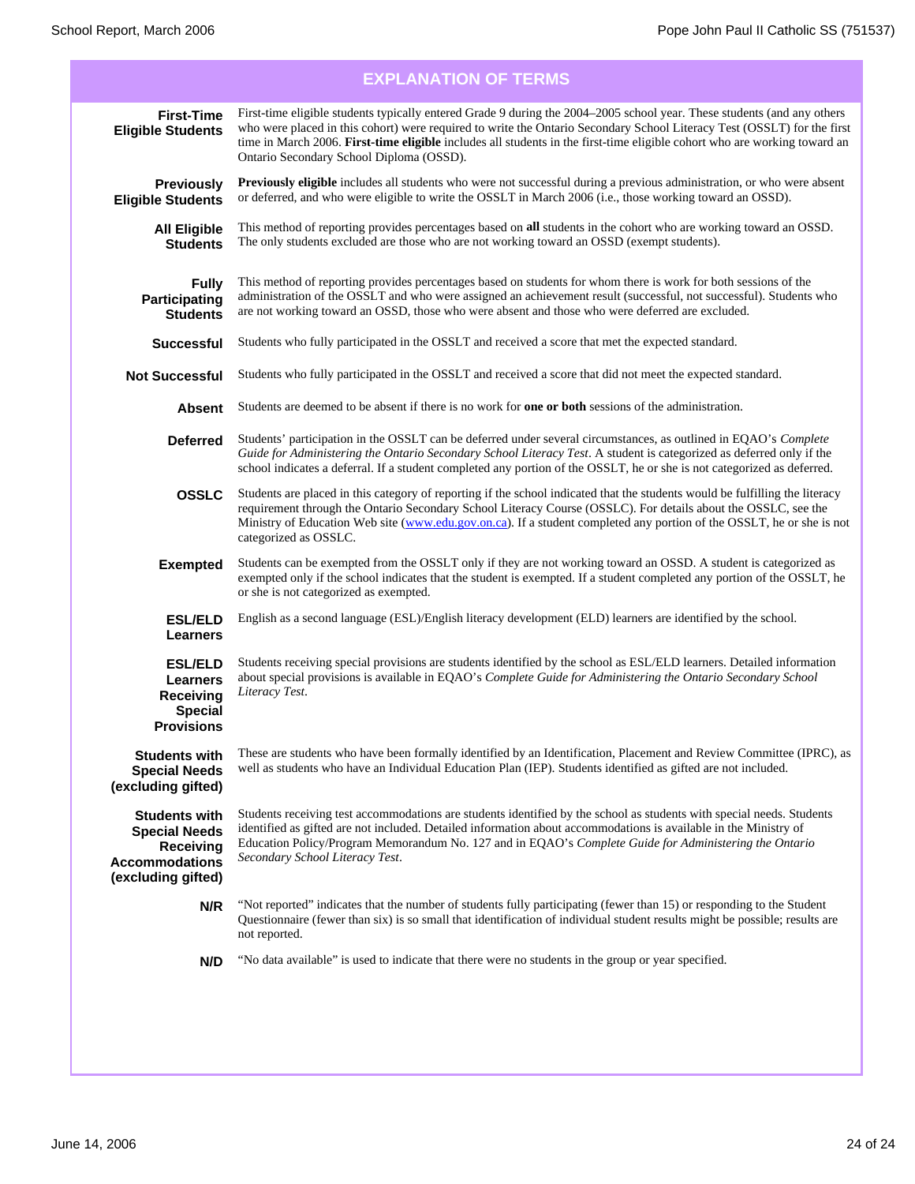# EXPLANATION OF TERMS

**First-Time Eligible Students**
First-time eligible students typically entered Grade 9 during the 2004–2005 school year. These students (and any others who were placed in this cohort) were required to write the Ontario Secondary School Literacy Test (OSSLT) for the first time in March 2006. **First-time eligible** includes all students in the first-time eligible cohort who are working toward an Ontario Secondary School Diploma (OSSD).

**Previously Eligible Students**
**Previously eligible** includes all students who were not successful during a previous administration, or who were absent or deferred, and who were eligible to write the OSSLT in March 2006 (i.e., those working toward an OSSD).

**All Eligible Students**
This method of reporting provides percentages based on **all** students in the cohort who are working toward an OSSD. The only students excluded are those who are not working toward an OSSD (exempt students).

**Fully Participating Students**
This method of reporting provides percentages based on students for whom there is work for both sessions of the administration of the OSSLT and who were assigned an achievement result (successful, not successful). Students who are not working toward an OSSD, those who were absent and those who were deferred are excluded.

**Successful**
Students who fully participated in the OSSLT and received a score that met the expected standard.

**Not Successful**
Students who fully participated in the OSSLT and received a score that did not meet the expected standard.

**Absent**
Students are deemed to be absent if there is no work for **one or both** sessions of the administration.

**Deferred**
Students' participation in the OSSLT can be deferred under several circumstances, as outlined in EQAO's *Complete Guide for Administering the Ontario Secondary School Literacy Test*. A student is categorized as deferred only if the school indicates a deferral. If a student completed any portion of the OSSLT, he or she is not categorized as deferred.

**OSSLC**
Students are placed in this category of reporting if the school indicated that the students would be fulfilling the literacy requirement through the Ontario Secondary School Literacy Course (OSSLC). For details about the OSSLC, see the Ministry of Education Web site (www.edu.gov.on.ca). If a student completed any portion of the OSSLT, he or she is not categorized as OSSLC.

**Exempted**
Students can be exempted from the OSSLT only if they are not working toward an OSSD. A student is categorized as exempted only if the school indicates that the student is exempted. If a student completed any portion of the OSSLT, he or she is not categorized as exempted.

**ESL/ELD Learners**
English as a second language (ESL)/English literacy development (ELD) learners are identified by the school.

**ESL/ELD Learners Receiving Special Provisions**
Students receiving special provisions are students identified by the school as ESL/ELD learners. Detailed information about special provisions is available in EQAO's *Complete Guide for Administering the Ontario Secondary School Literacy Test*.

**Students with Special Needs (excluding gifted)**
These are students who have been formally identified by an Identification, Placement and Review Committee (IPRC), as well as students who have an Individual Education Plan (IEP). Students identified as gifted are not included.

**Students with Special Needs Receiving Accommodations (excluding gifted)**
Students receiving test accommodations are students identified by the school as students with special needs. Students identified as gifted are not included. Detailed information about accommodations is available in the Ministry of Education Policy/Program Memorandum No. 127 and in EQAO's *Complete Guide for Administering the Ontario Secondary School Literacy Test*.

**N/R**
"Not reported" indicates that the number of students fully participating (fewer than 15) or responding to the Student Questionnaire (fewer than six) is so small that identification of individual student results might be possible; results are not reported.

**N/D**
"No data available" is used to indicate that there were no students in the group or year specified.